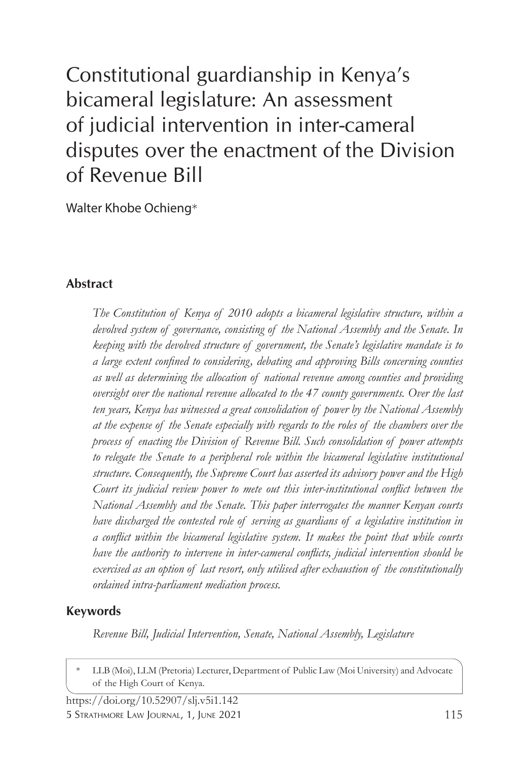# Constitutional guardianship in Kenya's bicameral legislature: An assessment of judicial intervention in inter-cameral disputes over the enactment of the Division of Revenue Bill

Walter Khobe Ochieng*

## Abstract

*The Constitution of Kenya of 2010 adopts a bicameral legislative structure, within a devolved system of governance, consisting of the National Assembly and the Senate. In keeping with the devolved structure of government, the Senate's legislative mandate is to a large extent confined to considering, debating and approving Bills concerning counties as well as determining the allocation of national revenue among counties and providing oversight over the national revenue allocated to the 47 county governments. Over the last ten years, Kenya has witnessed a great consolidation of power by the National Assembly at the expense of the Senate especially with regards to the roles of the chambers over the process of enacting the Division of Revenue Bill. Such consolidation of power attempts to relegate the Senate to a peripheral role within the bicameral legislative institutional structure. Consequently, the Supreme Court has asserted its advisory power and the High Court its judicial review power to mete out this inter-institutional conflict between the National Assembly and the Senate. This paper interrogates the manner Kenyan courts have discharged the contested role of serving as guardians of a legislative institution in a conflict within the bicameral legislative system. It makes the point that while courts have the authority to intervene in inter-cameral conflicts, judicial intervention should be exercised as an option of last resort, only utilised after exhaustion of the constitutionally ordained intra-parliament mediation process.*

## Keywords

*Revenue Bill, Judicial Intervention, Senate, National Assembly, Legislature*

\* LLB (Moi), LLM (Pretoria) Lecturer, Department of Public Law (Moi University) and Advocate of the High Court of Kenya.

https://doi.org/10.52907/slj.v5i1.142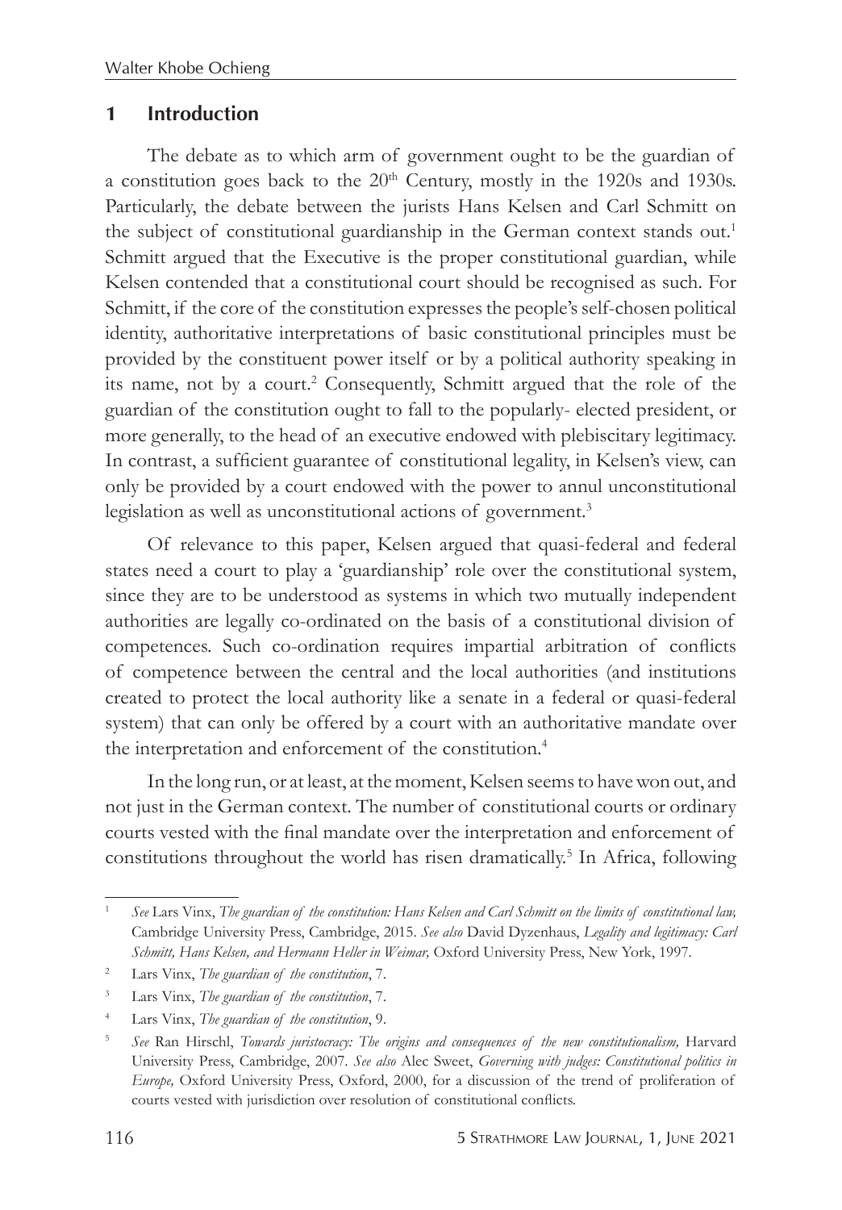## 1 Introduction

The debate as to which arm of government ought to be the guardian of a constitution goes back to the 20th Century, mostly in the 1920s and 1930s. Particularly, the debate between the jurists Hans Kelsen and Carl Schmitt on the subject of constitutional guardianship in the German context stands out.[1] Schmitt argued that the Executive is the proper constitutional guardian, while Kelsen contended that a constitutional court should be recognised as such. For Schmitt, if the core of the constitution expresses the people's self-chosen political identity, authoritative interpretations of basic constitutional principles must be provided by the constituent power itself or by a political authority speaking in its name, not by a court.[2] Consequently, Schmitt argued that the role of the guardian of the constitution ought to fall to the popularly- elected president, or more generally, to the head of an executive endowed with plebiscitary legitimacy. In contrast, a sufficient guarantee of constitutional legality, in Kelsen's view, can only be provided by a court endowed with the power to annul unconstitutional legislation as well as unconstitutional actions of government.[3]

Of relevance to this paper, Kelsen argued that quasi-federal and federal states need a court to play a 'guardianship' role over the constitutional system, since they are to be understood as systems in which two mutually independent authorities are legally co-ordinated on the basis of a constitutional division of competences. Such co-ordination requires impartial arbitration of conflicts of competence between the central and the local authorities (and institutions created to protect the local authority like a senate in a federal or quasi-federal system) that can only be offered by a court with an authoritative mandate over the interpretation and enforcement of the constitution.[4]

In the long run, or at least, at the moment, Kelsen seems to have won out, and not just in the German context. The number of constitutional courts or ordinary courts vested with the final mandate over the interpretation and enforcement of constitutions throughout the world has risen dramatically.[5] In Africa, following

---

[1] *See* Lars Vinx, *The guardian of the constitution: Hans Kelsen and Carl Schmitt on the limits of constitutional law,* Cambridge University Press, Cambridge, 2015. *See also* David Dyzenhaus, *Legality and legitimacy: Carl Schmitt, Hans Kelsen, and Hermann Heller in Weimar,* Oxford University Press, New York, 1997.

[2] Lars Vinx, *The guardian of the constitution*, 7.

[3] Lars Vinx, *The guardian of the constitution*, 7.

[4] Lars Vinx, *The guardian of the constitution*, 9.

[5] *See* Ran Hirschl, *Towards juristocracy: The origins and consequences of the new constitutionalism,* Harvard University Press, Cambridge, 2007. *See also* Alec Sweet, *Governing with judges: Constitutional politics in Europe,* Oxford University Press, Oxford, 2000, for a discussion of the trend of proliferation of courts vested with jurisdiction over resolution of constitutional conflicts.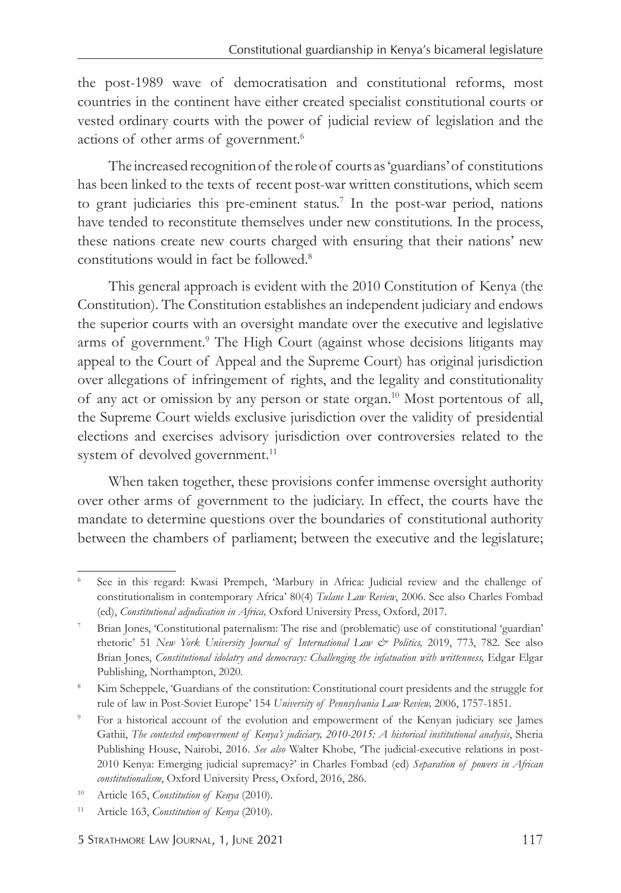the post-1989 wave of democratisation and constitutional reforms, most countries in the continent have either created specialist constitutional courts or vested ordinary courts with the power of judicial review of legislation and the actions of other arms of government.[6]

The increased recognition of the role of courts as 'guardians' of constitutions has been linked to the texts of recent post-war written constitutions, which seem to grant judiciaries this pre-eminent status.[7] In the post-war period, nations have tended to reconstitute themselves under new constitutions. In the process, these nations create new courts charged with ensuring that their nations' new constitutions would in fact be followed.[8]

This general approach is evident with the 2010 Constitution of Kenya (the Constitution). The Constitution establishes an independent judiciary and endows the superior courts with an oversight mandate over the executive and legislative arms of government.[9] The High Court (against whose decisions litigants may appeal to the Court of Appeal and the Supreme Court) has original jurisdiction over allegations of infringement of rights, and the legality and constitutionality of any act or omission by any person or state organ.[10] Most portentous of all, the Supreme Court wields exclusive jurisdiction over the validity of presidential elections and exercises advisory jurisdiction over controversies related to the system of devolved government.[11]

When taken together, these provisions confer immense oversight authority over other arms of government to the judiciary. In effect, the courts have the mandate to determine questions over the boundaries of constitutional authority between the chambers of parliament; between the executive and the legislature;

---

[6] See in this regard: Kwasi Prempeh, 'Marbury in Africa: Judicial review and the challenge of constitutionalism in contemporary Africa' 80(4) *Tulane Law Review*, 2006. See also Charles Fombad (ed), *Constitutional adjudication in Africa,* Oxford University Press, Oxford, 2017.

[7] Brian Jones, 'Constitutional paternalism: The rise and (problematic) use of constitutional 'guardian' rhetoric' 51 *New York University Journal of International Law & Politics,* 2019, 773, 782. See also Brian Jones, *Constitutional idolatry and democracy: Challenging the infatuation with writtenness,* Edgar Elgar Publishing, Northampton, 2020.

[8] Kim Scheppele, 'Guardians of the constitution: Constitutional court presidents and the struggle for rule of law in Post-Soviet Europe' 154 *University of Pennsylvania Law Review,* 2006, 1757-1851.

[9] For a historical account of the evolution and empowerment of the Kenyan judiciary see James Gathii, *The contested empowerment of Kenya's judiciary, 2010-2015: A historical institutional analysis*, Sheria Publishing House, Nairobi, 2016. *See also* Walter Khobe, 'The judicial-executive relations in post-2010 Kenya: Emerging judicial supremacy?' in Charles Fombad (ed) *Separation of powers in African constitutionalism*, Oxford University Press, Oxford, 2016, 286.

[10] Article 165, *Constitution of Kenya* (2010).

[11] Article 163, *Constitution of Kenya* (2010).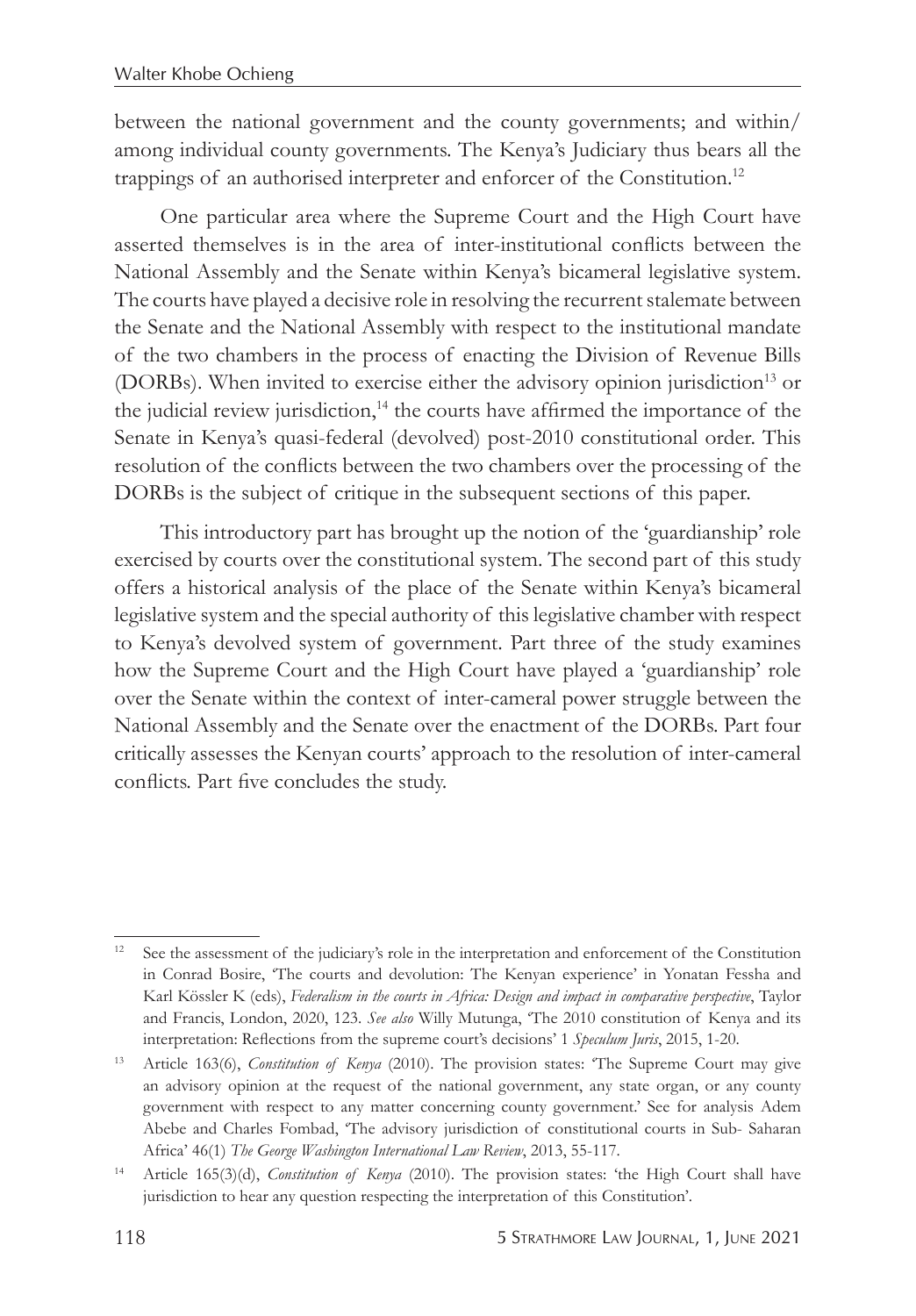between the national government and the county governments; and within/among individual county governments. The Kenya's Judiciary thus bears all the trappings of an authorised interpreter and enforcer of the Constitution.[12]

One particular area where the Supreme Court and the High Court have asserted themselves is in the area of inter-institutional conflicts between the National Assembly and the Senate within Kenya's bicameral legislative system. The courts have played a decisive role in resolving the recurrent stalemate between the Senate and the National Assembly with respect to the institutional mandate of the two chambers in the process of enacting the Division of Revenue Bills (DORBs). When invited to exercise either the advisory opinion jurisdiction[13] or the judicial review jurisdiction,[14] the courts have affirmed the importance of the Senate in Kenya's quasi-federal (devolved) post-2010 constitutional order. This resolution of the conflicts between the two chambers over the processing of the DORBs is the subject of critique in the subsequent sections of this paper.

This introductory part has brought up the notion of the 'guardianship' role exercised by courts over the constitutional system. The second part of this study offers a historical analysis of the place of the Senate within Kenya's bicameral legislative system and the special authority of this legislative chamber with respect to Kenya's devolved system of government. Part three of the study examines how the Supreme Court and the High Court have played a 'guardianship' role over the Senate within the context of inter-cameral power struggle between the National Assembly and the Senate over the enactment of the DORBs. Part four critically assesses the Kenyan courts' approach to the resolution of inter-cameral conflicts. Part five concludes the study.

---

[12] See the assessment of the judiciary's role in the interpretation and enforcement of the Constitution in Conrad Bosire, 'The courts and devolution: The Kenyan experience' in Yonatan Fessha and Karl Kössler K (eds), *Federalism in the courts in Africa: Design and impact in comparative perspective*, Taylor and Francis, London, 2020, 123. *See also* Willy Mutunga, 'The 2010 constitution of Kenya and its interpretation: Reflections from the supreme court's decisions' 1 *Speculum Juris*, 2015, 1-20.

[13] Article 163(6), *Constitution of Kenya* (2010). The provision states: 'The Supreme Court may give an advisory opinion at the request of the national government, any state organ, or any county government with respect to any matter concerning county government.' See for analysis Adem Abebe and Charles Fombad, 'The advisory jurisdiction of constitutional courts in Sub- Saharan Africa' 46(1) *The George Washington International Law Review*, 2013, 55-117.

[14] Article 165(3)(d), *Constitution of Kenya* (2010). The provision states: 'the High Court shall have jurisdiction to hear any question respecting the interpretation of this Constitution'.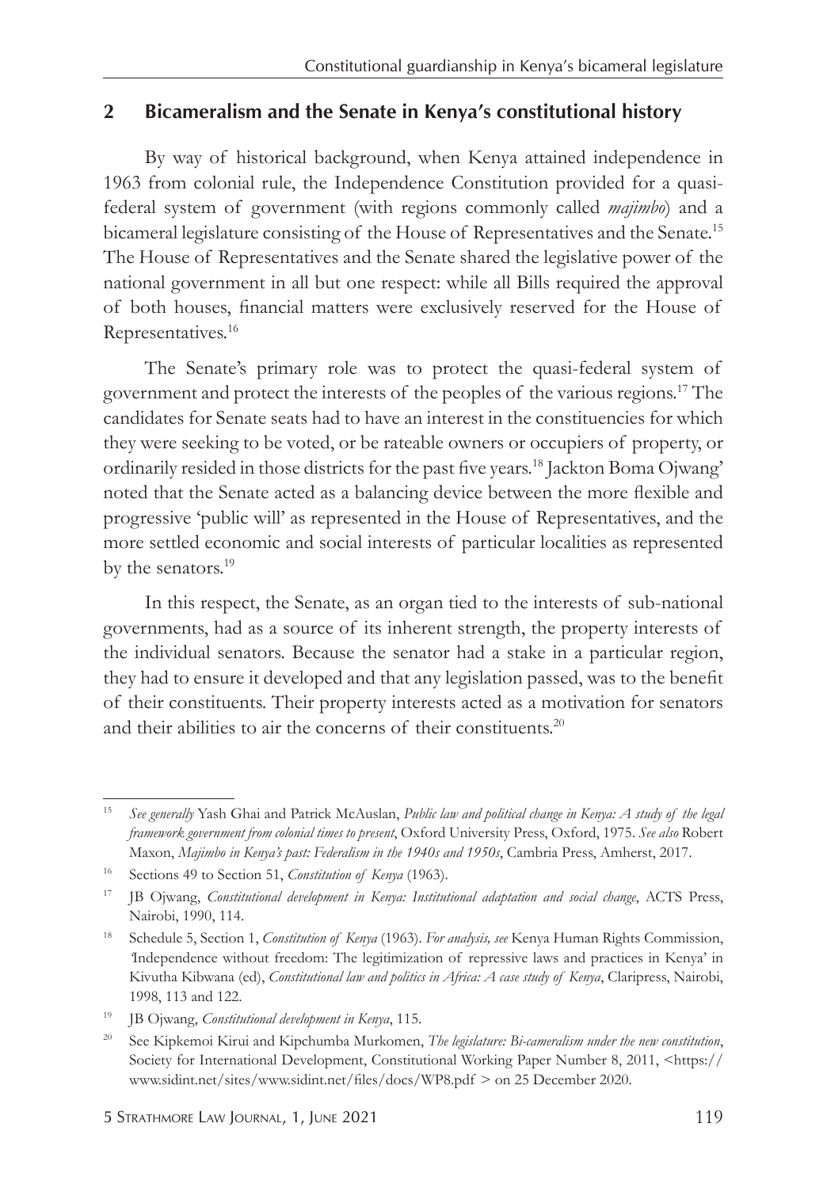## 2 Bicameralism and the Senate in Kenya's constitutional history

By way of historical background, when Kenya attained independence in 1963 from colonial rule, the Independence Constitution provided for a quasi-federal system of government (with regions commonly called *majimbo*) and a bicameral legislature consisting of the House of Representatives and the Senate.[15] The House of Representatives and the Senate shared the legislative power of the national government in all but one respect: while all Bills required the approval of both houses, financial matters were exclusively reserved for the House of Representatives.[16]

The Senate's primary role was to protect the quasi-federal system of government and protect the interests of the peoples of the various regions.[17] The candidates for Senate seats had to have an interest in the constituencies for which they were seeking to be voted, or be rateable owners or occupiers of property, or ordinarily resided in those districts for the past five years.[18] Jackton Boma Ojwang' noted that the Senate acted as a balancing device between the more flexible and progressive 'public will' as represented in the House of Representatives, and the more settled economic and social interests of particular localities as represented by the senators.[19]

In this respect, the Senate, as an organ tied to the interests of sub-national governments, had as a source of its inherent strength, the property interests of the individual senators. Because the senator had a stake in a particular region, they had to ensure it developed and that any legislation passed, was to the benefit of their constituents. Their property interests acted as a motivation for senators and their abilities to air the concerns of their constituents.[20]

---

[15] *See generally* Yash Ghai and Patrick McAuslan, *Public law and political change in Kenya: A study of the legal framework government from colonial times to present*, Oxford University Press, Oxford, 1975. *See also* Robert Maxon, *Majimbo in Kenya's past: Federalism in the 1940s and 1950s*, Cambria Press, Amherst, 2017.

[16] Sections 49 to Section 51, *Constitution of Kenya* (1963).

[17] JB Ojwang, *Constitutional development in Kenya: Institutional adaptation and social change*, ACTS Press, Nairobi, 1990, 114.

[18] Schedule 5, Section 1, *Constitution of Kenya* (1963). *For analysis, see* Kenya Human Rights Commission, 'Independence without freedom: The legitimization of repressive laws and practices in Kenya' in Kivutha Kibwana (ed), *Constitutional law and politics in Africa: A case study of Kenya*, Claripress, Nairobi, 1998, 113 and 122.

[19] JB Ojwang, *Constitutional development in Kenya*, 115.

[20] See Kipkemoi Kirui and Kipchumba Murkomen, *The legislature: Bi-cameralism under the new constitution*, Society for International Development, Constitutional Working Paper Number 8, 2011, <https://www.sidint.net/sites/www.sidint.net/files/docs/WP8.pdf > on 25 December 2020.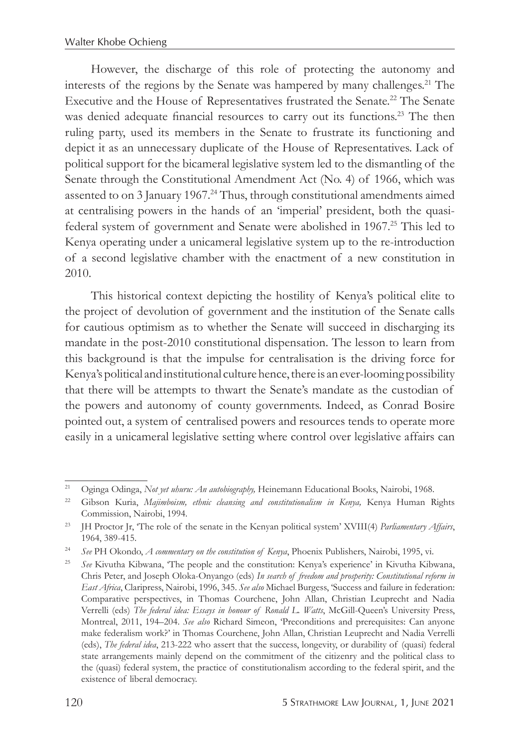However, the discharge of this role of protecting the autonomy and interests of the regions by the Senate was hampered by many challenges.[21] The Executive and the House of Representatives frustrated the Senate.[22] The Senate was denied adequate financial resources to carry out its functions.[23] The then ruling party, used its members in the Senate to frustrate its functioning and depict it as an unnecessary duplicate of the House of Representatives. Lack of political support for the bicameral legislative system led to the dismantling of the Senate through the Constitutional Amendment Act (No. 4) of 1966, which was assented to on 3 January 1967.[24] Thus, through constitutional amendments aimed at centralising powers in the hands of an 'imperial' president, both the quasi-federal system of government and Senate were abolished in 1967.[25] This led to Kenya operating under a unicameral legislative system up to the re-introduction of a second legislative chamber with the enactment of a new constitution in 2010.

This historical context depicting the hostility of Kenya's political elite to the project of devolution of government and the institution of the Senate calls for cautious optimism as to whether the Senate will succeed in discharging its mandate in the post-2010 constitutional dispensation. The lesson to learn from this background is that the impulse for centralisation is the driving force for Kenya's political and institutional culture hence, there is an ever-looming possibility that there will be attempts to thwart the Senate's mandate as the custodian of the powers and autonomy of county governments. Indeed, as Conrad Bosire pointed out, a system of centralised powers and resources tends to operate more easily in a unicameral legislative setting where control over legislative affairs can

---

[21] Oginga Odinga, *Not yet uhuru: An autobiography,* Heinemann Educational Books, Nairobi, 1968.

[22] Gibson Kuria, *Majimboism, ethnic cleansing and constitutionalism in Kenya,* Kenya Human Rights Commission, Nairobi, 1994.

[23] JH Proctor Jr, 'The role of the senate in the Kenyan political system' XVIII(4) *Parliamentary Affairs*, 1964, 389-415.

[24] *See* PH Okondo, *A commentary on the constitution of Kenya*, Phoenix Publishers, Nairobi, 1995, vi.

[25] *See* Kivutha Kibwana, 'The people and the constitution: Kenya's experience' in Kivutha Kibwana, Chris Peter, and Joseph Oloka-Onyango (eds) *In search of freedom and prosperity: Constitutional reform in East Africa*, Claripress, Nairobi, 1996, 345. *See also* Michael Burgess, 'Success and failure in federation: Comparative perspectives, in Thomas Courchene, John Allan, Christian Leuprecht and Nadia Verrelli (eds) *The federal idea: Essays in honour of Ronald L. Watts*, McGill-Queen's University Press, Montreal, 2011, 194–204. *See also* Richard Simeon, 'Preconditions and prerequisites: Can anyone make federalism work?' in Thomas Courchene, John Allan, Christian Leuprecht and Nadia Verrelli (eds), *The federal idea*, 213-222 who assert that the success, longevity, or durability of (quasi) federal state arrangements mainly depend on the commitment of the citizenry and the political class to the (quasi) federal system, the practice of constitutionalism according to the federal spirit, and the existence of liberal democracy.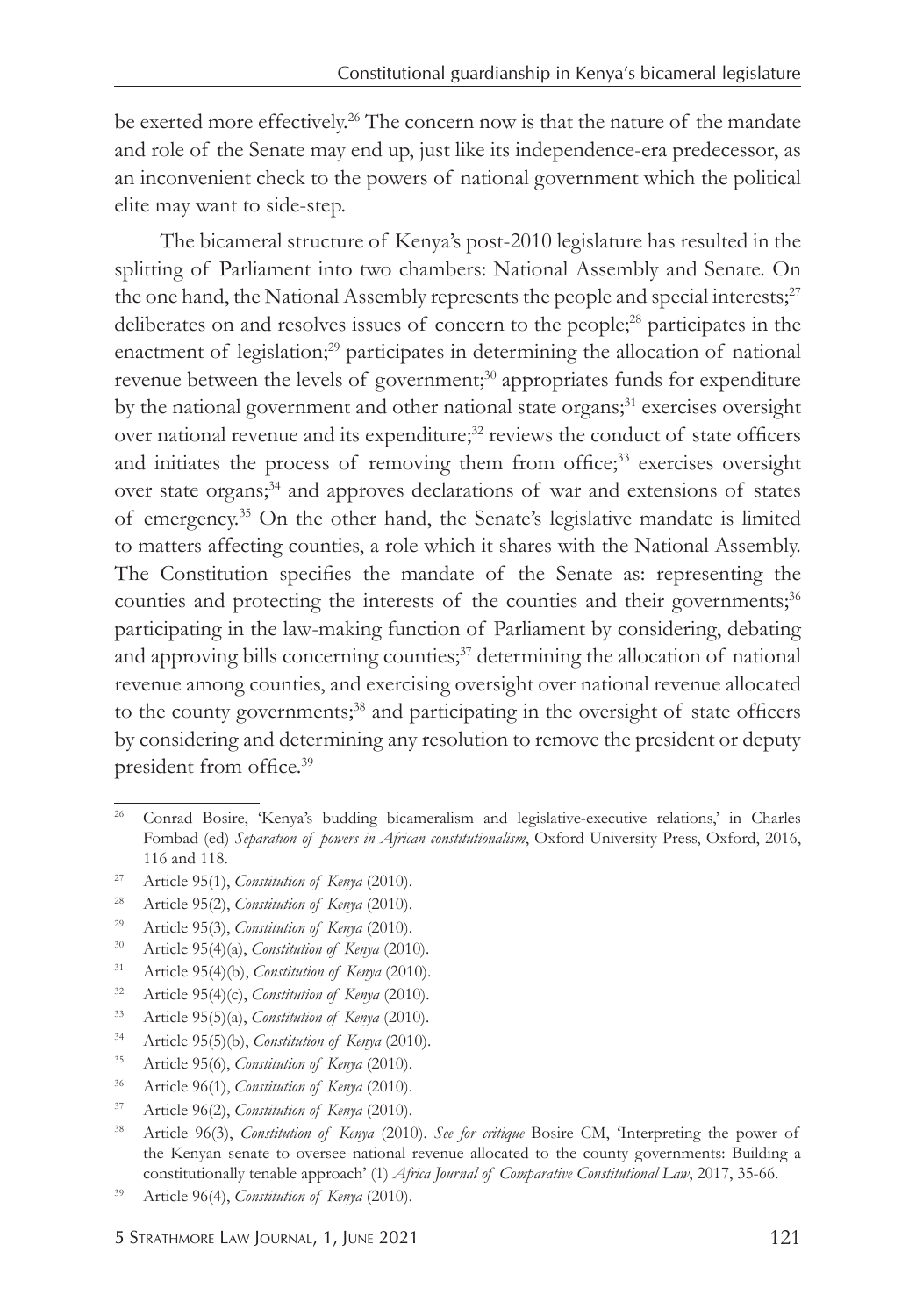be exerted more effectively.[26] The concern now is that the nature of the mandate and role of the Senate may end up, just like its independence-era predecessor, as an inconvenient check to the powers of national government which the political elite may want to side-step.

The bicameral structure of Kenya's post-2010 legislature has resulted in the splitting of Parliament into two chambers: National Assembly and Senate. On the one hand, the National Assembly represents the people and special interests;[27] deliberates on and resolves issues of concern to the people;[28] participates in the enactment of legislation;[29] participates in determining the allocation of national revenue between the levels of government;[30] appropriates funds for expenditure by the national government and other national state organs;[31] exercises oversight over national revenue and its expenditure;[32] reviews the conduct of state officers and initiates the process of removing them from office;[33] exercises oversight over state organs;[34] and approves declarations of war and extensions of states of emergency.[35] On the other hand, the Senate's legislative mandate is limited to matters affecting counties, a role which it shares with the National Assembly. The Constitution specifies the mandate of the Senate as: representing the counties and protecting the interests of the counties and their governments;[36] participating in the law-making function of Parliament by considering, debating and approving bills concerning counties;[37] determining the allocation of national revenue among counties, and exercising oversight over national revenue allocated to the county governments;[38] and participating in the oversight of state officers by considering and determining any resolution to remove the president or deputy president from office.[39]

---

[26] Conrad Bosire, 'Kenya's budding bicameralism and legislative-executive relations,' in Charles Fombad (ed) *Separation of powers in African constitutionalism*, Oxford University Press, Oxford, 2016, 116 and 118.

[27] Article 95(1), *Constitution of Kenya* (2010).

[28] Article 95(2), *Constitution of Kenya* (2010).

[29] Article 95(3), *Constitution of Kenya* (2010).

[30] Article 95(4)(a), *Constitution of Kenya* (2010).

[31] Article 95(4)(b), *Constitution of Kenya* (2010).

[32] Article 95(4)(c), *Constitution of Kenya* (2010).

[33] Article 95(5)(a), *Constitution of Kenya* (2010).

[34] Article 95(5)(b), *Constitution of Kenya* (2010).

[35] Article 95(6), *Constitution of Kenya* (2010).

[36] Article 96(1), *Constitution of Kenya* (2010).

[37] Article 96(2), *Constitution of Kenya* (2010).

[38] Article 96(3), *Constitution of Kenya* (2010). *See for critique* Bosire CM, 'Interpreting the power of the Kenyan senate to oversee national revenue allocated to the county governments: Building a constitutionally tenable approach' (1) *Africa Journal of Comparative Constitutional Law*, 2017, 35-66.

[39] Article 96(4), *Constitution of Kenya* (2010).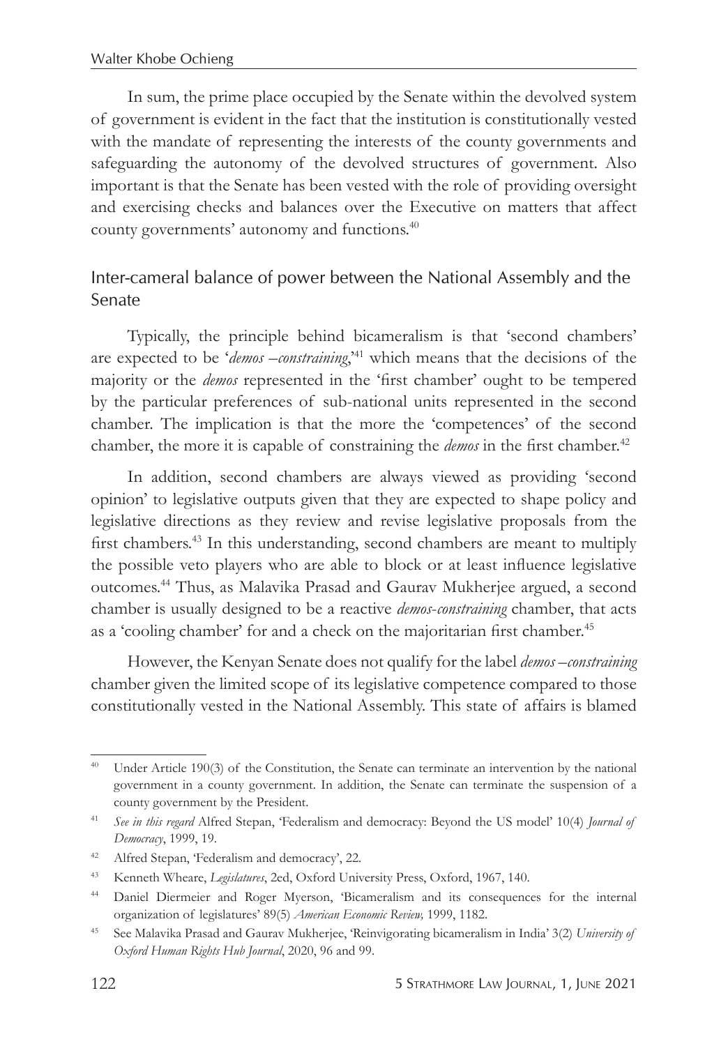In sum, the prime place occupied by the Senate within the devolved system of government is evident in the fact that the institution is constitutionally vested with the mandate of representing the interests of the county governments and safeguarding the autonomy of the devolved structures of government. Also important is that the Senate has been vested with the role of providing oversight and exercising checks and balances over the Executive on matters that affect county governments' autonomy and functions.[40]

## Inter-cameral balance of power between the National Assembly and the Senate

Typically, the principle behind bicameralism is that 'second chambers' are expected to be '*demos –constraining*,'[41] which means that the decisions of the majority or the *demos* represented in the 'first chamber' ought to be tempered by the particular preferences of sub-national units represented in the second chamber. The implication is that the more the 'competences' of the second chamber, the more it is capable of constraining the *demos* in the first chamber.[42]

In addition, second chambers are always viewed as providing 'second opinion' to legislative outputs given that they are expected to shape policy and legislative directions as they review and revise legislative proposals from the first chambers.[43] In this understanding, second chambers are meant to multiply the possible veto players who are able to block or at least influence legislative outcomes.[44] Thus, as Malavika Prasad and Gaurav Mukherjee argued, a second chamber is usually designed to be a reactive *demos-constraining* chamber, that acts as a 'cooling chamber' for and a check on the majoritarian first chamber.[45]

However, the Kenyan Senate does not qualify for the label *demos –constraining* chamber given the limited scope of its legislative competence compared to those constitutionally vested in the National Assembly. This state of affairs is blamed

---

[40] Under Article 190(3) of the Constitution, the Senate can terminate an intervention by the national government in a county government. In addition, the Senate can terminate the suspension of a county government by the President.

[41] *See in this regard* Alfred Stepan, 'Federalism and democracy: Beyond the US model' 10(4) *Journal of Democracy*, 1999, 19.

[42] Alfred Stepan, 'Federalism and democracy', 22.

[43] Kenneth Wheare, *Legislatures*, 2ed, Oxford University Press, Oxford, 1967, 140.

[44] Daniel Diermeier and Roger Myerson, 'Bicameralism and its consequences for the internal organization of legislatures' 89(5) *American Economic Review,* 1999, 1182.

[45] See Malavika Prasad and Gaurav Mukherjee, 'Reinvigorating bicameralism in India' 3(2) *University of Oxford Human Rights Hub Journal*, 2020, 96 and 99.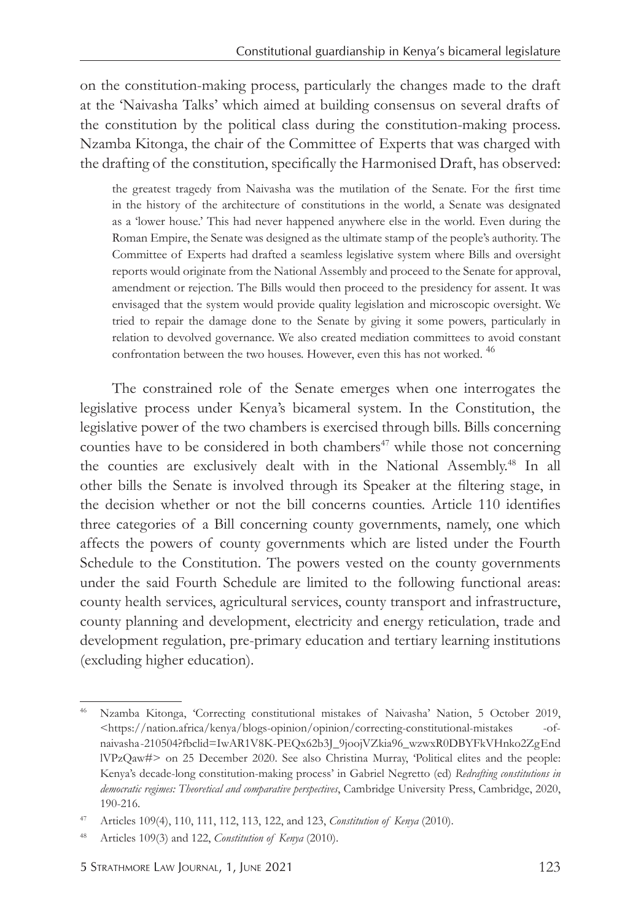on the constitution-making process, particularly the changes made to the draft at the 'Naivasha Talks' which aimed at building consensus on several drafts of the constitution by the political class during the constitution-making process. Nzamba Kitonga, the chair of the Committee of Experts that was charged with the drafting of the constitution, specifically the Harmonised Draft, has observed:

> the greatest tragedy from Naivasha was the mutilation of the Senate. For the first time in the history of the architecture of constitutions in the world, a Senate was designated as a 'lower house.' This had never happened anywhere else in the world. Even during the Roman Empire, the Senate was designed as the ultimate stamp of the people's authority. The Committee of Experts had drafted a seamless legislative system where Bills and oversight reports would originate from the National Assembly and proceed to the Senate for approval, amendment or rejection. The Bills would then proceed to the presidency for assent. It was envisaged that the system would provide quality legislation and microscopic oversight. We tried to repair the damage done to the Senate by giving it some powers, particularly in relation to devolved governance. We also created mediation committees to avoid constant confrontation between the two houses. However, even this has not worked. [46]

The constrained role of the Senate emerges when one interrogates the legislative process under Kenya's bicameral system. In the Constitution, the legislative power of the two chambers is exercised through bills. Bills concerning counties have to be considered in both chambers[47] while those not concerning the counties are exclusively dealt with in the National Assembly.[48] In all other bills the Senate is involved through its Speaker at the filtering stage, in the decision whether or not the bill concerns counties. Article 110 identifies three categories of a Bill concerning county governments, namely, one which affects the powers of county governments which are listed under the Fourth Schedule to the Constitution. The powers vested on the county governments under the said Fourth Schedule are limited to the following functional areas: county health services, agricultural services, county transport and infrastructure, county planning and development, electricity and energy reticulation, trade and development regulation, pre-primary education and tertiary learning institutions (excluding higher education).

---

[46] Nzamba Kitonga, 'Correcting constitutional mistakes of Naivasha' Nation, 5 October 2019, <https://nation.africa/kenya/blogs-opinion/opinion/correcting-constitutional-mistakes -of-naivasha-210504?fbclid=IwAR1V8K-PEQx62b3J_9joojVZkia96_wzwxR0DBYFkVHnko2ZgEndlVPzQaw#> on 25 December 2020. See also Christina Murray, 'Political elites and the people: Kenya's decade-long constitution-making process' in Gabriel Negretto (ed) *Redrafting constitutions in democratic regimes: Theoretical and comparative perspectives*, Cambridge University Press, Cambridge, 2020, 190-216.

[47] Articles 109(4), 110, 111, 112, 113, 122, and 123, *Constitution of Kenya* (2010).

[48] Articles 109(3) and 122, *Constitution of Kenya* (2010).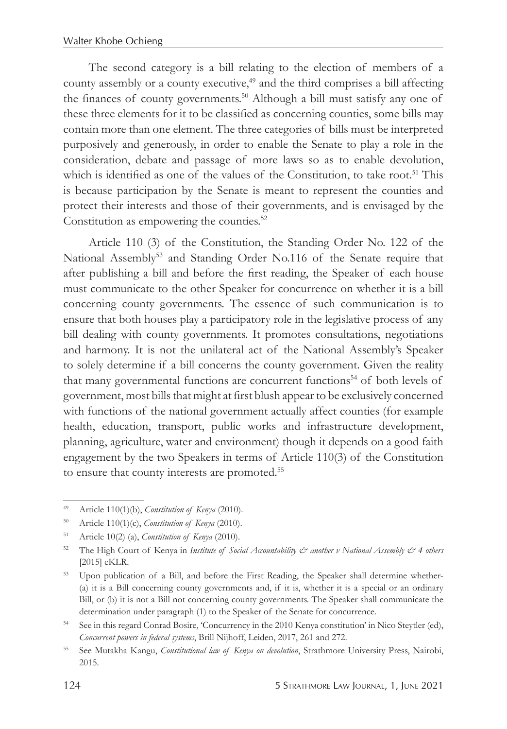The second category is a bill relating to the election of members of a county assembly or a county executive,[49] and the third comprises a bill affecting the finances of county governments.[50] Although a bill must satisfy any one of these three elements for it to be classified as concerning counties, some bills may contain more than one element. The three categories of bills must be interpreted purposively and generously, in order to enable the Senate to play a role in the consideration, debate and passage of more laws so as to enable devolution, which is identified as one of the values of the Constitution, to take root.[51] This is because participation by the Senate is meant to represent the counties and protect their interests and those of their governments, and is envisaged by the Constitution as empowering the counties.[52]

Article 110 (3) of the Constitution, the Standing Order No. 122 of the National Assembly[53] and Standing Order No.116 of the Senate require that after publishing a bill and before the first reading, the Speaker of each house must communicate to the other Speaker for concurrence on whether it is a bill concerning county governments. The essence of such communication is to ensure that both houses play a participatory role in the legislative process of any bill dealing with county governments. It promotes consultations, negotiations and harmony. It is not the unilateral act of the National Assembly's Speaker to solely determine if a bill concerns the county government. Given the reality that many governmental functions are concurrent functions[54] of both levels of government, most bills that might at first blush appear to be exclusively concerned with functions of the national government actually affect counties (for example health, education, transport, public works and infrastructure development, planning, agriculture, water and environment) though it depends on a good faith engagement by the two Speakers in terms of Article 110(3) of the Constitution to ensure that county interests are promoted.[55]

---

[49] Article 110(1)(b), *Constitution of Kenya* (2010).

[50] Article 110(1)(c), *Constitution of Kenya* (2010).

[51] Article 10(2) (a), *Constitution of Kenya* (2010).

[52] The High Court of Kenya in *Institute of Social Accountability & another v National Assembly & 4 others* [2015] eKLR.

[53] Upon publication of a Bill, and before the First Reading, the Speaker shall determine whether- (a) it is a Bill concerning county governments and, if it is, whether it is a special or an ordinary Bill, or (b) it is not a Bill not concerning county governments. The Speaker shall communicate the determination under paragraph (1) to the Speaker of the Senate for concurrence.

[54] See in this regard Conrad Bosire, 'Concurrency in the 2010 Kenya constitution' in Nico Steytler (ed), *Concurrent powers in federal systems*, Brill Nijhoff, Leiden, 2017, 261 and 272.

[55] See Mutakha Kangu, *Constitutional law of Kenya on devolution*, Strathmore University Press, Nairobi, 2015.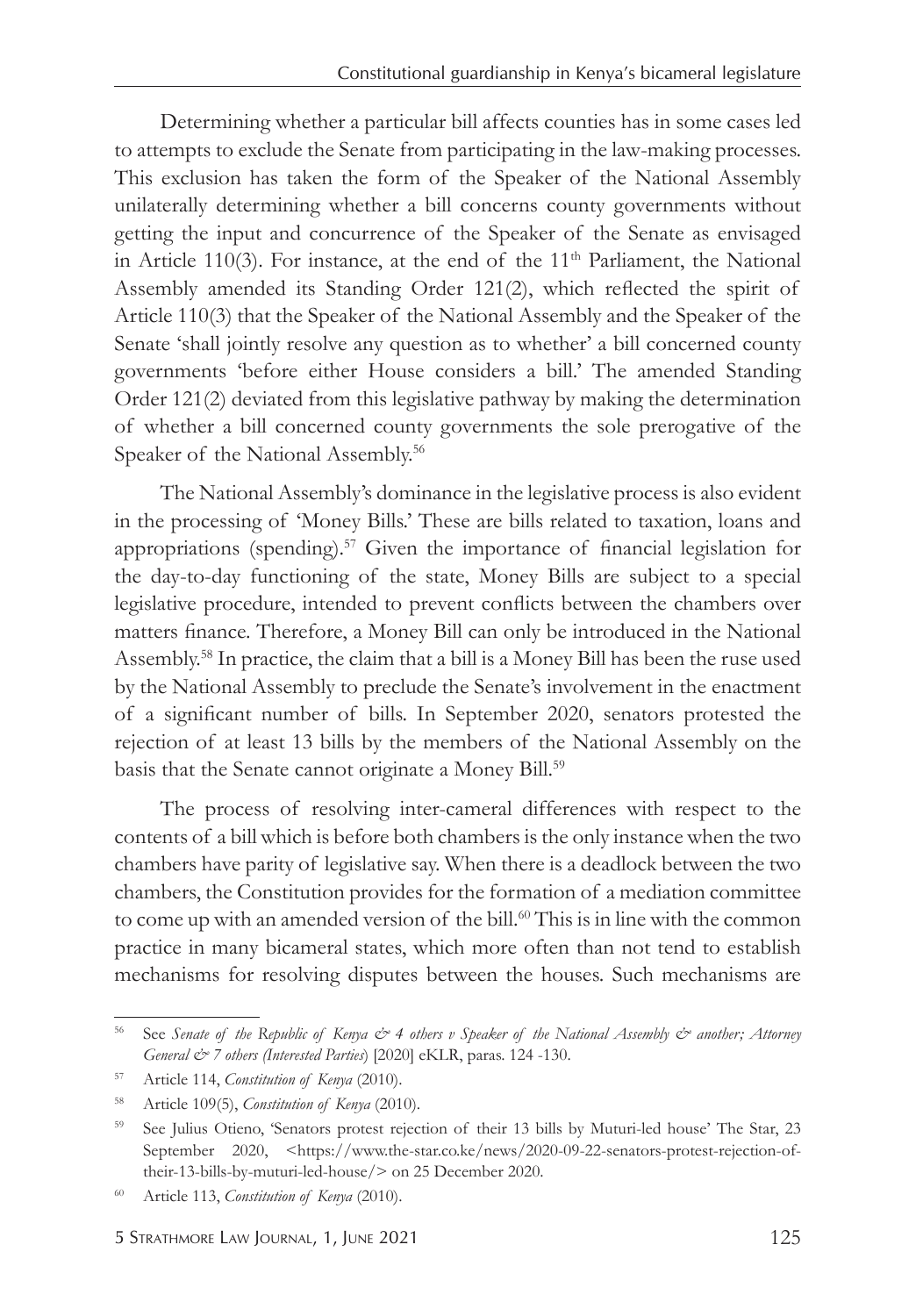Determining whether a particular bill affects counties has in some cases led to attempts to exclude the Senate from participating in the law-making processes. This exclusion has taken the form of the Speaker of the National Assembly unilaterally determining whether a bill concerns county governments without getting the input and concurrence of the Speaker of the Senate as envisaged in Article 110(3). For instance, at the end of the 11th Parliament, the National Assembly amended its Standing Order 121(2), which reflected the spirit of Article 110(3) that the Speaker of the National Assembly and the Speaker of the Senate 'shall jointly resolve any question as to whether' a bill concerned county governments 'before either House considers a bill.' The amended Standing Order 121(2) deviated from this legislative pathway by making the determination of whether a bill concerned county governments the sole prerogative of the Speaker of the National Assembly.[56]

The National Assembly's dominance in the legislative process is also evident in the processing of 'Money Bills.' These are bills related to taxation, loans and appropriations (spending).[57] Given the importance of financial legislation for the day-to-day functioning of the state, Money Bills are subject to a special legislative procedure, intended to prevent conflicts between the chambers over matters finance. Therefore, a Money Bill can only be introduced in the National Assembly.[58] In practice, the claim that a bill is a Money Bill has been the ruse used by the National Assembly to preclude the Senate's involvement in the enactment of a significant number of bills. In September 2020, senators protested the rejection of at least 13 bills by the members of the National Assembly on the basis that the Senate cannot originate a Money Bill.[59]

The process of resolving inter-cameral differences with respect to the contents of a bill which is before both chambers is the only instance when the two chambers have parity of legislative say. When there is a deadlock between the two chambers, the Constitution provides for the formation of a mediation committee to come up with an amended version of the bill.[60] This is in line with the common practice in many bicameral states, which more often than not tend to establish mechanisms for resolving disputes between the houses. Such mechanisms are

---

[56] See *Senate of the Republic of Kenya & 4 others v Speaker of the National Assembly & another; Attorney General & 7 others (Interested Parties)* [2020] eKLR, paras. 124 -130.

[57] Article 114, *Constitution of Kenya* (2010).

[58] Article 109(5), *Constitution of Kenya* (2010).

[59] See Julius Otieno, 'Senators protest rejection of their 13 bills by Muturi-led house' The Star, 23 September 2020, <https://www.the-star.co.ke/news/2020-09-22-senators-protest-rejection-of-their-13-bills-by-muturi-led-house/> on 25 December 2020.

[60] Article 113, *Constitution of Kenya* (2010).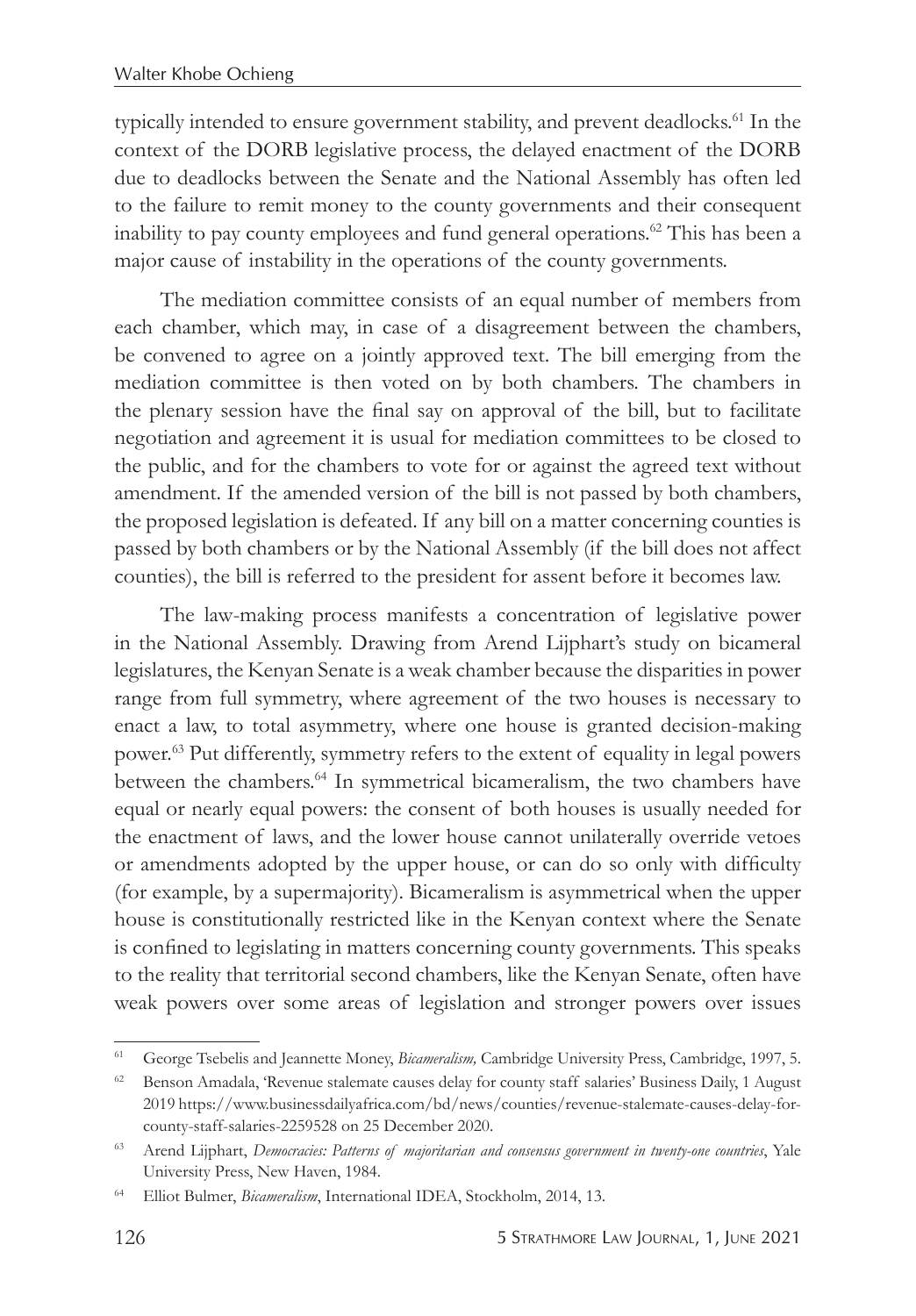typically intended to ensure government stability, and prevent deadlocks.[61] In the context of the DORB legislative process, the delayed enactment of the DORB due to deadlocks between the Senate and the National Assembly has often led to the failure to remit money to the county governments and their consequent inability to pay county employees and fund general operations.[62] This has been a major cause of instability in the operations of the county governments.

The mediation committee consists of an equal number of members from each chamber, which may, in case of a disagreement between the chambers, be convened to agree on a jointly approved text. The bill emerging from the mediation committee is then voted on by both chambers. The chambers in the plenary session have the final say on approval of the bill, but to facilitate negotiation and agreement it is usual for mediation committees to be closed to the public, and for the chambers to vote for or against the agreed text without amendment. If the amended version of the bill is not passed by both chambers, the proposed legislation is defeated. If any bill on a matter concerning counties is passed by both chambers or by the National Assembly (if the bill does not affect counties), the bill is referred to the president for assent before it becomes law.

The law-making process manifests a concentration of legislative power in the National Assembly. Drawing from Arend Lijphart's study on bicameral legislatures, the Kenyan Senate is a weak chamber because the disparities in power range from full symmetry, where agreement of the two houses is necessary to enact a law, to total asymmetry, where one house is granted decision-making power.[63] Put differently, symmetry refers to the extent of equality in legal powers between the chambers.[64] In symmetrical bicameralism, the two chambers have equal or nearly equal powers: the consent of both houses is usually needed for the enactment of laws, and the lower house cannot unilaterally override vetoes or amendments adopted by the upper house, or can do so only with difficulty (for example, by a supermajority). Bicameralism is asymmetrical when the upper house is constitutionally restricted like in the Kenyan context where the Senate is confined to legislating in matters concerning county governments. This speaks to the reality that territorial second chambers, like the Kenyan Senate, often have weak powers over some areas of legislation and stronger powers over issues

---

[61] George Tsebelis and Jeannette Money, *Bicameralism,* Cambridge University Press, Cambridge, 1997, 5.

[62] Benson Amadala, 'Revenue stalemate causes delay for county staff salaries' Business Daily, 1 August 2019 https://www.businessdailyafrica.com/bd/news/counties/revenue-stalemate-causes-delay-for-county-staff-salaries-2259528 on 25 December 2020.

[63] Arend Lijphart, *Democracies: Patterns of majoritarian and consensus government in twenty-one countries*, Yale University Press, New Haven, 1984.

[64] Elliot Bulmer, *Bicameralism*, International IDEA, Stockholm, 2014, 13.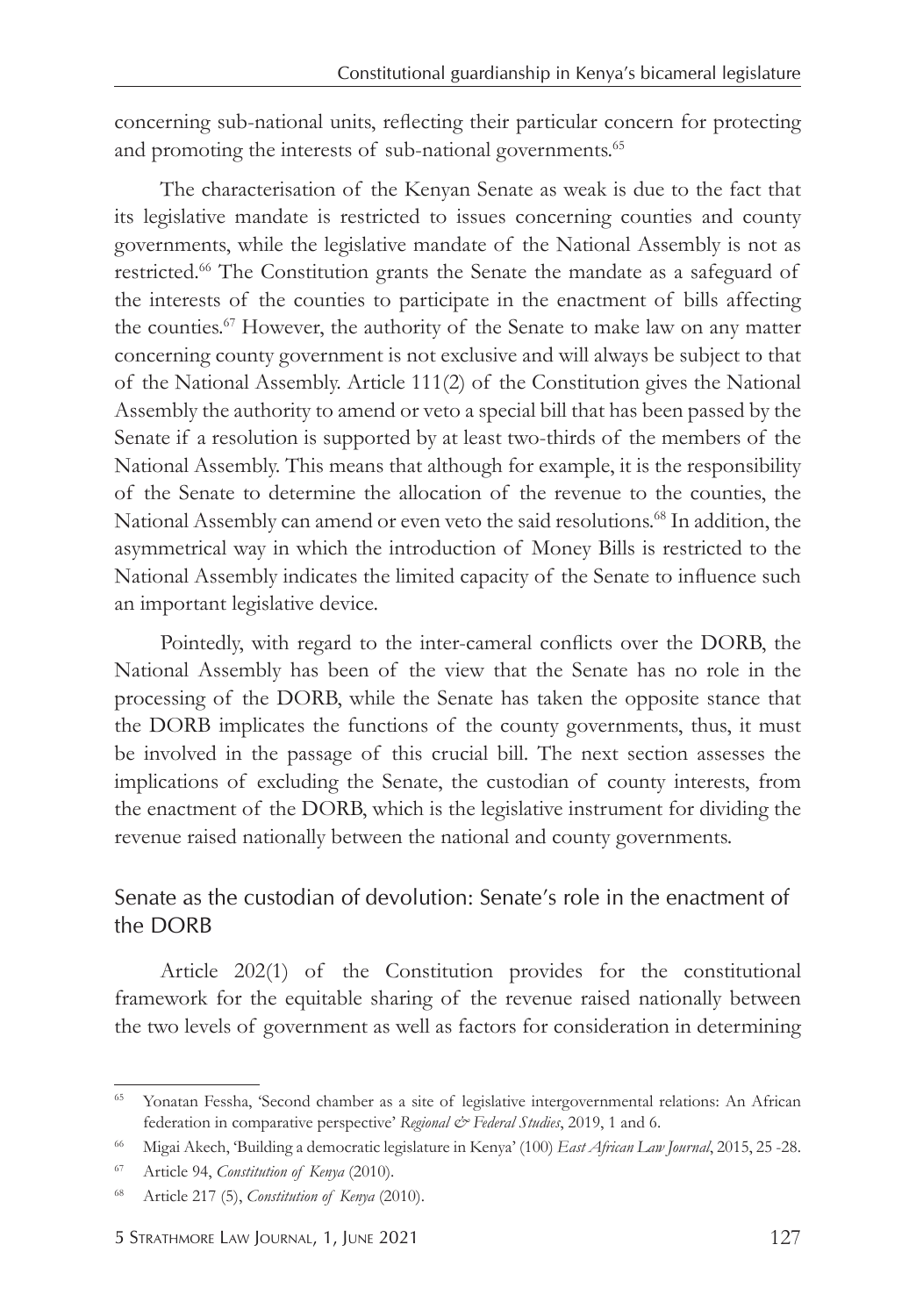concerning sub-national units, reflecting their particular concern for protecting and promoting the interests of sub-national governments.[65]

The characterisation of the Kenyan Senate as weak is due to the fact that its legislative mandate is restricted to issues concerning counties and county governments, while the legislative mandate of the National Assembly is not as restricted.[66] The Constitution grants the Senate the mandate as a safeguard of the interests of the counties to participate in the enactment of bills affecting the counties.[67] However, the authority of the Senate to make law on any matter concerning county government is not exclusive and will always be subject to that of the National Assembly. Article 111(2) of the Constitution gives the National Assembly the authority to amend or veto a special bill that has been passed by the Senate if a resolution is supported by at least two-thirds of the members of the National Assembly. This means that although for example, it is the responsibility of the Senate to determine the allocation of the revenue to the counties, the National Assembly can amend or even veto the said resolutions.[68] In addition, the asymmetrical way in which the introduction of Money Bills is restricted to the National Assembly indicates the limited capacity of the Senate to influence such an important legislative device.

Pointedly, with regard to the inter-cameral conflicts over the DORB, the National Assembly has been of the view that the Senate has no role in the processing of the DORB, while the Senate has taken the opposite stance that the DORB implicates the functions of the county governments, thus, it must be involved in the passage of this crucial bill. The next section assesses the implications of excluding the Senate, the custodian of county interests, from the enactment of the DORB, which is the legislative instrument for dividing the revenue raised nationally between the national and county governments.

## Senate as the custodian of devolution: Senate's role in the enactment of the DORB

Article 202(1) of the Constitution provides for the constitutional framework for the equitable sharing of the revenue raised nationally between the two levels of government as well as factors for consideration in determining

---

[65] Yonatan Fessha, 'Second chamber as a site of legislative intergovernmental relations: An African federation in comparative perspective' *Regional & Federal Studies*, 2019, 1 and 6.

[66] Migai Akech, 'Building a democratic legislature in Kenya' (100) *East African Law Journal*, 2015, 25 -28.

[67] Article 94, *Constitution of Kenya* (2010).

[68] Article 217 (5), *Constitution of Kenya* (2010).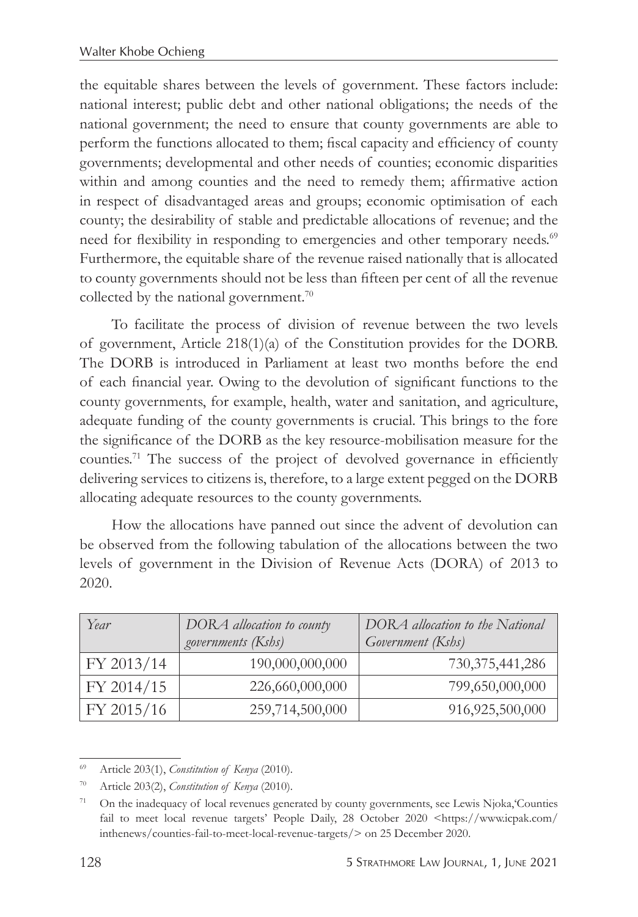the equitable shares between the levels of government. These factors include: national interest; public debt and other national obligations; the needs of the national government; the need to ensure that county governments are able to perform the functions allocated to them; fiscal capacity and efficiency of county governments; developmental and other needs of counties; economic disparities within and among counties and the need to remedy them; affirmative action in respect of disadvantaged areas and groups; economic optimisation of each county; the desirability of stable and predictable allocations of revenue; and the need for flexibility in responding to emergencies and other temporary needs.[69] Furthermore, the equitable share of the revenue raised nationally that is allocated to county governments should not be less than fifteen per cent of all the revenue collected by the national government.[70]

To facilitate the process of division of revenue between the two levels of government, Article 218(1)(a) of the Constitution provides for the DORB. The DORB is introduced in Parliament at least two months before the end of each financial year. Owing to the devolution of significant functions to the county governments, for example, health, water and sanitation, and agriculture, adequate funding of the county governments is crucial. This brings to the fore the significance of the DORB as the key resource-mobilisation measure for the counties.[71] The success of the project of devolved governance in efficiently delivering services to citizens is, therefore, to a large extent pegged on the DORB allocating adequate resources to the county governments.

How the allocations have panned out since the advent of devolution can be observed from the following tabulation of the allocations between the two levels of government in the Division of Revenue Acts (DORA) of 2013 to 2020.

| *Year* | *DORA allocation to county governments (Kshs)* | *DORA allocation to the National Government (Kshs)* |
|---|---|---|
| FY 2013/14 | 190,000,000,000 | 730,375,441,286 |
| FY 2014/15 | 226,660,000,000 | 799,650,000,000 |
| FY 2015/16 | 259,714,500,000 | 916,925,500,000 |

---

[69] Article 203(1), *Constitution of Kenya* (2010).

[70] Article 203(2), *Constitution of Kenya* (2010).

[71] On the inadequacy of local revenues generated by county governments, see Lewis Njoka,'Counties fail to meet local revenue targets' People Daily, 28 October 2020 <https://www.icpak.com/inthenews/counties-fail-to-meet-local-revenue-targets/> on 25 December 2020.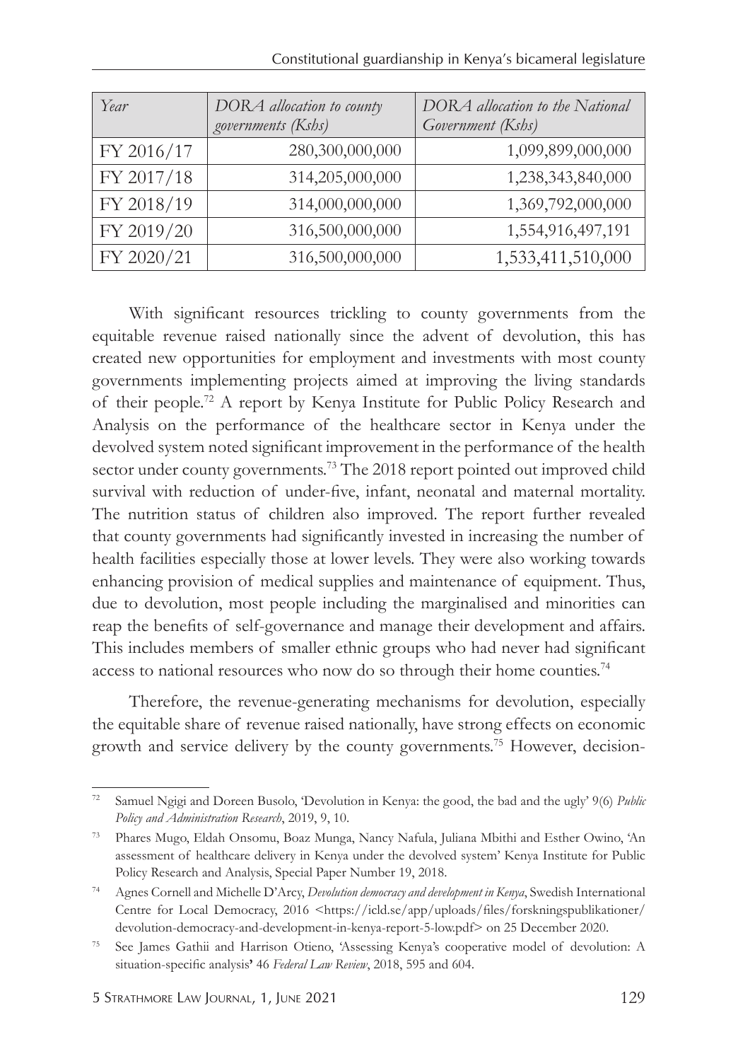| *Year* | *DORA allocation to county governments (Kshs)* | *DORA allocation to the National Government (Kshs)* |
|---|---|---|
| FY 2016/17 | 280,300,000,000 | 1,099,899,000,000 |
| FY 2017/18 | 314,205,000,000 | 1,238,343,840,000 |
| FY 2018/19 | 314,000,000,000 | 1,369,792,000,000 |
| FY 2019/20 | 316,500,000,000 | 1,554,916,497,191 |
| FY 2020/21 | 316,500,000,000 | 1,533,411,510,000 |

With significant resources trickling to county governments from the equitable revenue raised nationally since the advent of devolution, this has created new opportunities for employment and investments with most county governments implementing projects aimed at improving the living standards of their people.[72] A report by Kenya Institute for Public Policy Research and Analysis on the performance of the healthcare sector in Kenya under the devolved system noted significant improvement in the performance of the health sector under county governments.[73] The 2018 report pointed out improved child survival with reduction of under-five, infant, neonatal and maternal mortality. The nutrition status of children also improved. The report further revealed that county governments had significantly invested in increasing the number of health facilities especially those at lower levels. They were also working towards enhancing provision of medical supplies and maintenance of equipment. Thus, due to devolution, most people including the marginalised and minorities can reap the benefits of self-governance and manage their development and affairs. This includes members of smaller ethnic groups who had never had significant access to national resources who now do so through their home counties.[74]

Therefore, the revenue-generating mechanisms for devolution, especially the equitable share of revenue raised nationally, have strong effects on economic growth and service delivery by the county governments.[75] However, decision-

---

[72] Samuel Ngigi and Doreen Busolo, 'Devolution in Kenya: the good, the bad and the ugly' 9(6) *Public Policy and Administration Research*, 2019, 9, 10.

[73] Phares Mugo, Eldah Onsomu, Boaz Munga, Nancy Nafula, Juliana Mbithi and Esther Owino, 'An assessment of healthcare delivery in Kenya under the devolved system' Kenya Institute for Public Policy Research and Analysis, Special Paper Number 19, 2018.

[74] Agnes Cornell and Michelle D'Arcy, *Devolution democracy and development in Kenya*, Swedish International Centre for Local Democracy, 2016 <https://icld.se/app/uploads/files/forskningspublikationer/devolution-democracy-and-development-in-kenya-report-5-low.pdf> on 25 December 2020.

[75] See James Gathii and Harrison Otieno, 'Assessing Kenya's cooperative model of devolution: A situation-specific analysis' 46 *Federal Law Review*, 2018, 595 and 604.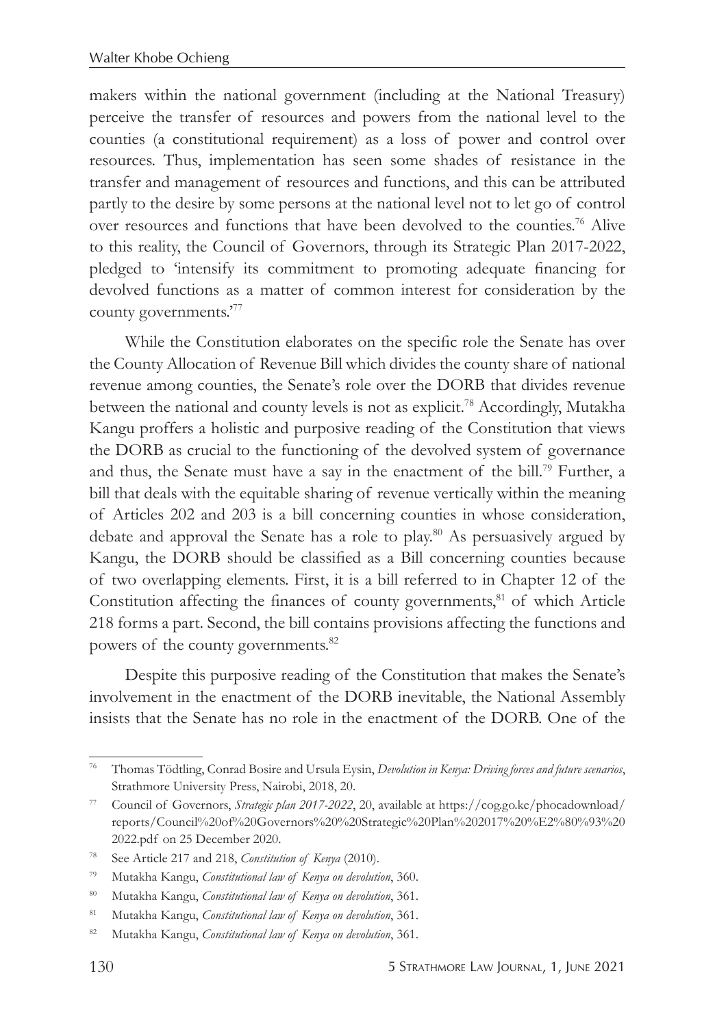makers within the national government (including at the National Treasury) perceive the transfer of resources and powers from the national level to the counties (a constitutional requirement) as a loss of power and control over resources. Thus, implementation has seen some shades of resistance in the transfer and management of resources and functions, and this can be attributed partly to the desire by some persons at the national level not to let go of control over resources and functions that have been devolved to the counties.[76] Alive to this reality, the Council of Governors, through its Strategic Plan 2017-2022, pledged to 'intensify its commitment to promoting adequate financing for devolved functions as a matter of common interest for consideration by the county governments.'[77]

While the Constitution elaborates on the specific role the Senate has over the County Allocation of Revenue Bill which divides the county share of national revenue among counties, the Senate's role over the DORB that divides revenue between the national and county levels is not as explicit.[78] Accordingly, Mutakha Kangu proffers a holistic and purposive reading of the Constitution that views the DORB as crucial to the functioning of the devolved system of governance and thus, the Senate must have a say in the enactment of the bill.[79] Further, a bill that deals with the equitable sharing of revenue vertically within the meaning of Articles 202 and 203 is a bill concerning counties in whose consideration, debate and approval the Senate has a role to play.[80] As persuasively argued by Kangu, the DORB should be classified as a Bill concerning counties because of two overlapping elements. First, it is a bill referred to in Chapter 12 of the Constitution affecting the finances of county governments,[81] of which Article 218 forms a part. Second, the bill contains provisions affecting the functions and powers of the county governments.[82]

Despite this purposive reading of the Constitution that makes the Senate's involvement in the enactment of the DORB inevitable, the National Assembly insists that the Senate has no role in the enactment of the DORB. One of the

---

[76] Thomas Tödtling, Conrad Bosire and Ursula Eysin, *Devolution in Kenya: Driving forces and future scenarios*, Strathmore University Press, Nairobi, 2018, 20.

[77] Council of Governors, *Strategic plan 2017-2022*, 20, available at https://cog.go.ke/phocadownload/reports/Council%20of%20Governors%20%20Strategic%20Plan%202017%20%E2%80%93%202022.pdf on 25 December 2020.

[78] See Article 217 and 218, *Constitution of Kenya* (2010).

[79] Mutakha Kangu, *Constitutional law of Kenya on devolution*, 360.

[80] Mutakha Kangu, *Constitutional law of Kenya on devolution*, 361.

[81] Mutakha Kangu, *Constitutional law of Kenya on devolution*, 361.

[82] Mutakha Kangu, *Constitutional law of Kenya on devolution*, 361.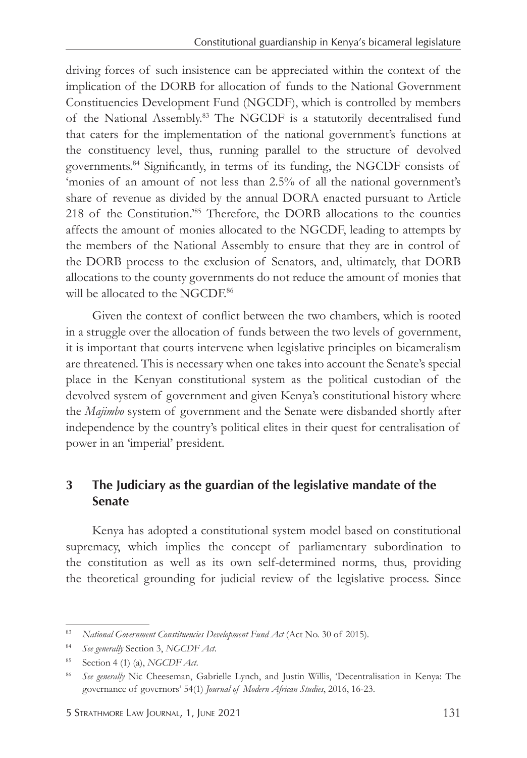driving forces of such insistence can be appreciated within the context of the implication of the DORB for allocation of funds to the National Government Constituencies Development Fund (NGCDF), which is controlled by members of the National Assembly.[83] The NGCDF is a statutorily decentralised fund that caters for the implementation of the national government's functions at the constituency level, thus, running parallel to the structure of devolved governments.[84] Significantly, in terms of its funding, the NGCDF consists of 'monies of an amount of not less than 2.5% of all the national government's share of revenue as divided by the annual DORA enacted pursuant to Article 218 of the Constitution.'[85] Therefore, the DORB allocations to the counties affects the amount of monies allocated to the NGCDF, leading to attempts by the members of the National Assembly to ensure that they are in control of the DORB process to the exclusion of Senators, and, ultimately, that DORB allocations to the county governments do not reduce the amount of monies that will be allocated to the NGCDF.[86]

Given the context of conflict between the two chambers, which is rooted in a struggle over the allocation of funds between the two levels of government, it is important that courts intervene when legislative principles on bicameralism are threatened. This is necessary when one takes into account the Senate's special place in the Kenyan constitutional system as the political custodian of the devolved system of government and given Kenya's constitutional history where the *Majimbo* system of government and the Senate were disbanded shortly after independence by the country's political elites in their quest for centralisation of power in an 'imperial' president.

## 3 The Judiciary as the guardian of the legislative mandate of the Senate

Kenya has adopted a constitutional system model based on constitutional supremacy, which implies the concept of parliamentary subordination to the constitution as well as its own self-determined norms, thus, providing the theoretical grounding for judicial review of the legislative process. Since

---

[83] *National Government Constituencies Development Fund Act* (Act No. 30 of 2015).

[84] *See generally* Section 3, *NGCDF Act*.

[85] Section 4 (1) (a), *NGCDF Act*.

[86] *See generally* Nic Cheeseman, Gabrielle Lynch, and Justin Willis, 'Decentralisation in Kenya: The governance of governors' 54(1) *Journal of Modern African Studies*, 2016, 16-23.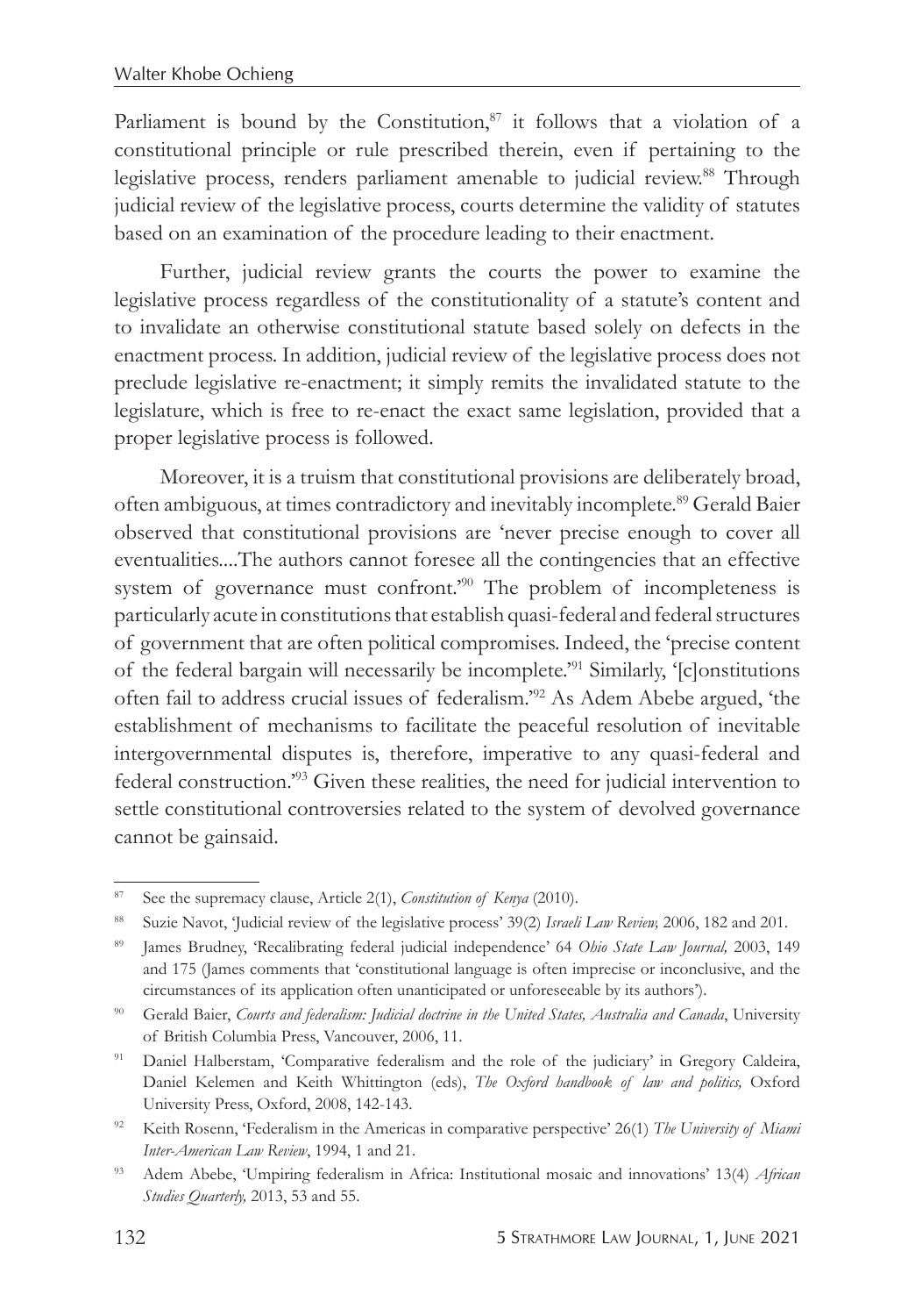Parliament is bound by the Constitution,[87] it follows that a violation of a constitutional principle or rule prescribed therein, even if pertaining to the legislative process, renders parliament amenable to judicial review.[88] Through judicial review of the legislative process, courts determine the validity of statutes based on an examination of the procedure leading to their enactment.

Further, judicial review grants the courts the power to examine the legislative process regardless of the constitutionality of a statute's content and to invalidate an otherwise constitutional statute based solely on defects in the enactment process. In addition, judicial review of the legislative process does not preclude legislative re-enactment; it simply remits the invalidated statute to the legislature, which is free to re-enact the exact same legislation, provided that a proper legislative process is followed.

Moreover, it is a truism that constitutional provisions are deliberately broad, often ambiguous, at times contradictory and inevitably incomplete.[89] Gerald Baier observed that constitutional provisions are 'never precise enough to cover all eventualities....The authors cannot foresee all the contingencies that an effective system of governance must confront.'[90] The problem of incompleteness is particularly acute in constitutions that establish quasi-federal and federal structures of government that are often political compromises. Indeed, the 'precise content of the federal bargain will necessarily be incomplete.'[91] Similarly, '[c]onstitutions often fail to address crucial issues of federalism.'[92] As Adem Abebe argued, 'the establishment of mechanisms to facilitate the peaceful resolution of inevitable intergovernmental disputes is, therefore, imperative to any quasi-federal and federal construction.'[93] Given these realities, the need for judicial intervention to settle constitutional controversies related to the system of devolved governance cannot be gainsaid.

---

[87] See the supremacy clause, Article 2(1), *Constitution of Kenya* (2010).

[88] Suzie Navot, 'Judicial review of the legislative process' 39(2) *Israeli Law Review,* 2006, 182 and 201.

[89] James Brudney, 'Recalibrating federal judicial independence' 64 *Ohio State Law Journal,* 2003, 149 and 175 (James comments that 'constitutional language is often imprecise or inconclusive, and the circumstances of its application often unanticipated or unforeseeable by its authors').

[90] Gerald Baier, *Courts and federalism: Judicial doctrine in the United States, Australia and Canada*, University of British Columbia Press, Vancouver, 2006, 11.

[91] Daniel Halberstam, 'Comparative federalism and the role of the judiciary' in Gregory Caldeira, Daniel Kelemen and Keith Whittington (eds), *The Oxford handbook of law and politics,* Oxford University Press, Oxford, 2008, 142-143.

[92] Keith Rosenn, 'Federalism in the Americas in comparative perspective' 26(1) *The University of Miami Inter-American Law Review*, 1994, 1 and 21.

[93] Adem Abebe, 'Umpiring federalism in Africa: Institutional mosaic and innovations' 13(4) *African Studies Quarterly,* 2013, 53 and 55.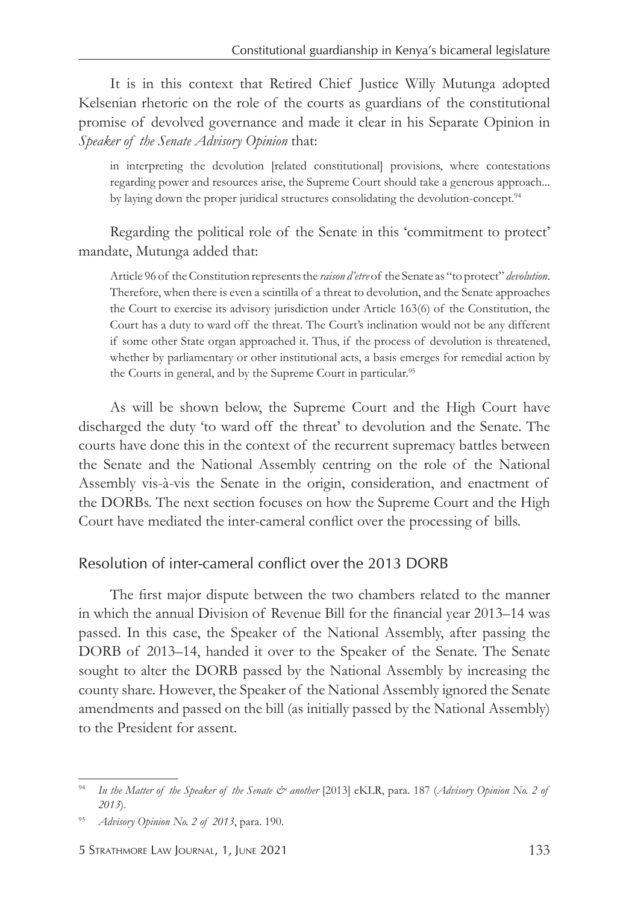It is in this context that Retired Chief Justice Willy Mutunga adopted Kelsenian rhetoric on the role of the courts as guardians of the constitutional promise of devolved governance and made it clear in his Separate Opinion in *Speaker of the Senate Advisory Opinion* that:

> in interpreting the devolution [related constitutional] provisions, where contestations regarding power and resources arise, the Supreme Court should take a generous approach... by laying down the proper juridical structures consolidating the devolution-concept.[94]

Regarding the political role of the Senate in this 'commitment to protect' mandate, Mutunga added that:

> Article 96 of the Constitution represents the *raison d'etre* of the Senate as "to protect" *devolution*. Therefore, when there is even a scintilla of a threat to devolution, and the Senate approaches the Court to exercise its advisory jurisdiction under Article 163(6) of the Constitution, the Court has a duty to ward off the threat. The Court's inclination would not be any different if some other State organ approached it. Thus, if the process of devolution is threatened, whether by parliamentary or other institutional acts, a basis emerges for remedial action by the Courts in general, and by the Supreme Court in particular.[95]

As will be shown below, the Supreme Court and the High Court have discharged the duty 'to ward off the threat' to devolution and the Senate. The courts have done this in the context of the recurrent supremacy battles between the Senate and the National Assembly centring on the role of the National Assembly vis-à-vis the Senate in the origin, consideration, and enactment of the DORBs. The next section focuses on how the Supreme Court and the High Court have mediated the inter-cameral conflict over the processing of bills.

## Resolution of inter-cameral conflict over the 2013 DORB

The first major dispute between the two chambers related to the manner in which the annual Division of Revenue Bill for the financial year 2013–14 was passed. In this case, the Speaker of the National Assembly, after passing the DORB of 2013–14, handed it over to the Speaker of the Senate. The Senate sought to alter the DORB passed by the National Assembly by increasing the county share. However, the Speaker of the National Assembly ignored the Senate amendments and passed on the bill (as initially passed by the National Assembly) to the President for assent.

---

[94] *In the Matter of the Speaker of the Senate & another* [2013] eKLR, para. 187 (*Advisory Opinion No. 2 of 2013*).

[95] *Advisory Opinion No. 2 of 2013*, para. 190.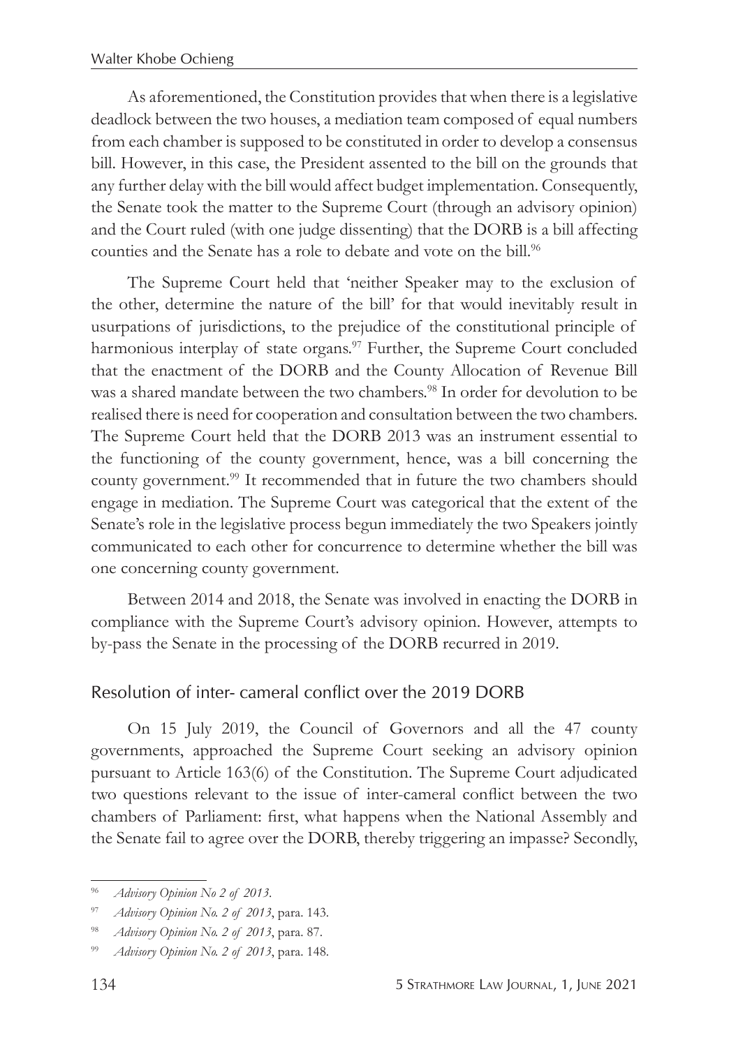As aforementioned, the Constitution provides that when there is a legislative deadlock between the two houses, a mediation team composed of equal numbers from each chamber is supposed to be constituted in order to develop a consensus bill. However, in this case, the President assented to the bill on the grounds that any further delay with the bill would affect budget implementation. Consequently, the Senate took the matter to the Supreme Court (through an advisory opinion) and the Court ruled (with one judge dissenting) that the DORB is a bill affecting counties and the Senate has a role to debate and vote on the bill.[96]

The Supreme Court held that 'neither Speaker may to the exclusion of the other, determine the nature of the bill' for that would inevitably result in usurpations of jurisdictions, to the prejudice of the constitutional principle of harmonious interplay of state organs.[97] Further, the Supreme Court concluded that the enactment of the DORB and the County Allocation of Revenue Bill was a shared mandate between the two chambers.[98] In order for devolution to be realised there is need for cooperation and consultation between the two chambers. The Supreme Court held that the DORB 2013 was an instrument essential to the functioning of the county government, hence, was a bill concerning the county government.[99] It recommended that in future the two chambers should engage in mediation. The Supreme Court was categorical that the extent of the Senate's role in the legislative process begun immediately the two Speakers jointly communicated to each other for concurrence to determine whether the bill was one concerning county government.

Between 2014 and 2018, the Senate was involved in enacting the DORB in compliance with the Supreme Court's advisory opinion. However, attempts to by-pass the Senate in the processing of the DORB recurred in 2019.

## Resolution of inter- cameral conflict over the 2019 DORB

On 15 July 2019, the Council of Governors and all the 47 county governments, approached the Supreme Court seeking an advisory opinion pursuant to Article 163(6) of the Constitution. The Supreme Court adjudicated two questions relevant to the issue of inter-cameral conflict between the two chambers of Parliament: first, what happens when the National Assembly and the Senate fail to agree over the DORB, thereby triggering an impasse? Secondly,

---

[96] *Advisory Opinion No 2 of 2013*.

[97] *Advisory Opinion No. 2 of 2013*, para. 143.

[98] *Advisory Opinion No. 2 of 2013*, para. 87.

[99] *Advisory Opinion No. 2 of 2013*, para. 148.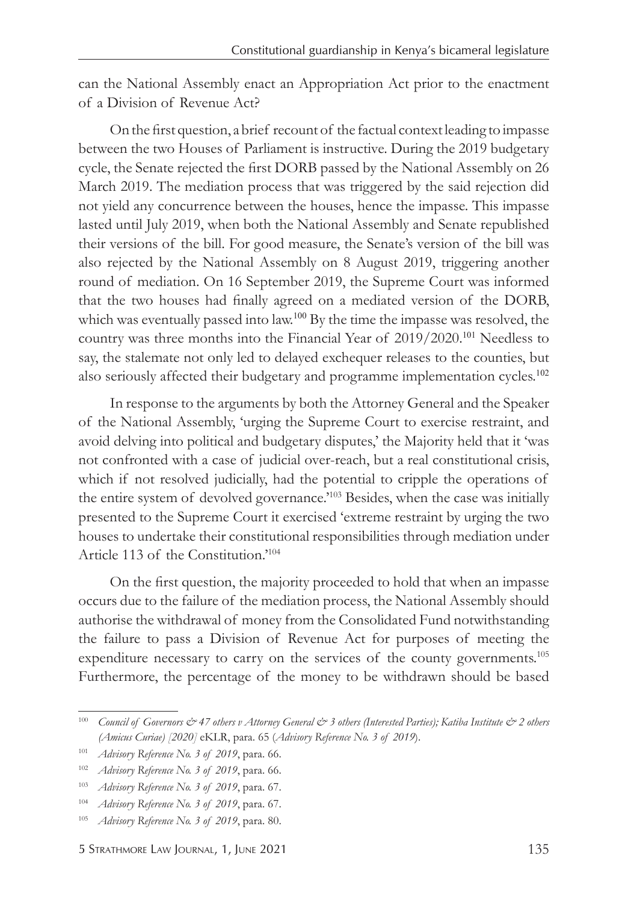can the National Assembly enact an Appropriation Act prior to the enactment of a Division of Revenue Act?

On the first question, a brief recount of the factual context leading to impasse between the two Houses of Parliament is instructive. During the 2019 budgetary cycle, the Senate rejected the first DORB passed by the National Assembly on 26 March 2019. The mediation process that was triggered by the said rejection did not yield any concurrence between the houses, hence the impasse. This impasse lasted until July 2019, when both the National Assembly and Senate republished their versions of the bill. For good measure, the Senate's version of the bill was also rejected by the National Assembly on 8 August 2019, triggering another round of mediation. On 16 September 2019, the Supreme Court was informed that the two houses had finally agreed on a mediated version of the DORB, which was eventually passed into law.[100] By the time the impasse was resolved, the country was three months into the Financial Year of 2019/2020.[101] Needless to say, the stalemate not only led to delayed exchequer releases to the counties, but also seriously affected their budgetary and programme implementation cycles.[102]

In response to the arguments by both the Attorney General and the Speaker of the National Assembly, 'urging the Supreme Court to exercise restraint, and avoid delving into political and budgetary disputes,' the Majority held that it 'was not confronted with a case of judicial over-reach, but a real constitutional crisis, which if not resolved judicially, had the potential to cripple the operations of the entire system of devolved governance.'[103] Besides, when the case was initially presented to the Supreme Court it exercised 'extreme restraint by urging the two houses to undertake their constitutional responsibilities through mediation under Article 113 of the Constitution.'[104]

On the first question, the majority proceeded to hold that when an impasse occurs due to the failure of the mediation process, the National Assembly should authorise the withdrawal of money from the Consolidated Fund notwithstanding the failure to pass a Division of Revenue Act for purposes of meeting the expenditure necessary to carry on the services of the county governments.[105] Furthermore, the percentage of the money to be withdrawn should be based

---

[100] *Council of Governors & 47 others v Attorney General & 3 others (Interested Parties); Katiba Institute & 2 others (Amicus Curiae) [2020]* eKLR, para. 65 (*Advisory Reference No. 3 of 2019*).

[101] *Advisory Reference No. 3 of 2019*, para. 66.

[102] *Advisory Reference No. 3 of 2019*, para. 66.

[103] *Advisory Reference No. 3 of 2019*, para. 67.

[104] *Advisory Reference No. 3 of 2019*, para. 67.

[105] *Advisory Reference No. 3 of 2019*, para. 80.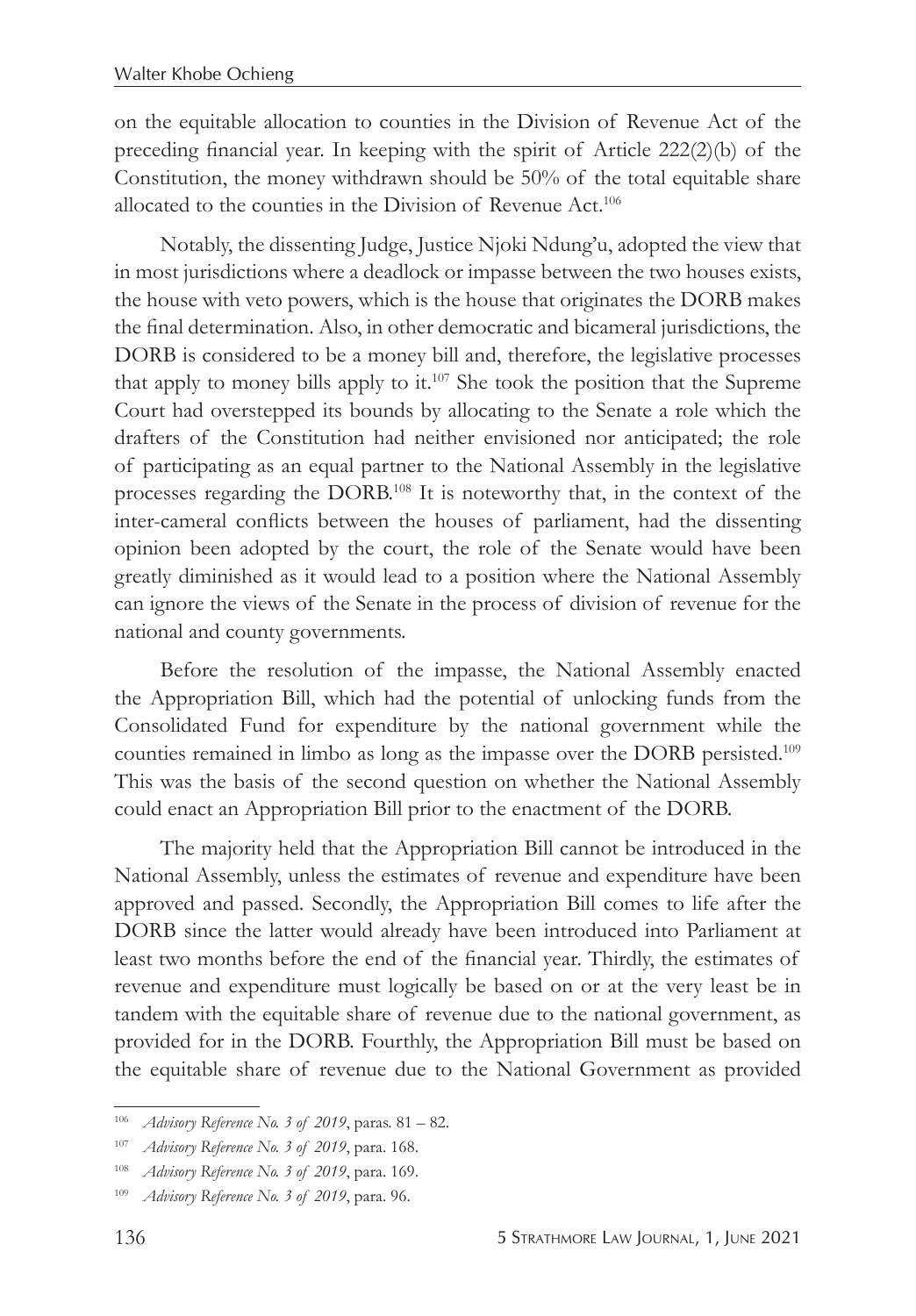on the equitable allocation to counties in the Division of Revenue Act of the preceding financial year. In keeping with the spirit of Article 222(2)(b) of the Constitution, the money withdrawn should be 50% of the total equitable share allocated to the counties in the Division of Revenue Act.[106]

Notably, the dissenting Judge, Justice Njoki Ndung'u, adopted the view that in most jurisdictions where a deadlock or impasse between the two houses exists, the house with veto powers, which is the house that originates the DORB makes the final determination. Also, in other democratic and bicameral jurisdictions, the DORB is considered to be a money bill and, therefore, the legislative processes that apply to money bills apply to it.[107] She took the position that the Supreme Court had overstepped its bounds by allocating to the Senate a role which the drafters of the Constitution had neither envisioned nor anticipated; the role of participating as an equal partner to the National Assembly in the legislative processes regarding the DORB.[108] It is noteworthy that, in the context of the inter-cameral conflicts between the houses of parliament, had the dissenting opinion been adopted by the court, the role of the Senate would have been greatly diminished as it would lead to a position where the National Assembly can ignore the views of the Senate in the process of division of revenue for the national and county governments.

Before the resolution of the impasse, the National Assembly enacted the Appropriation Bill, which had the potential of unlocking funds from the Consolidated Fund for expenditure by the national government while the counties remained in limbo as long as the impasse over the DORB persisted.[109] This was the basis of the second question on whether the National Assembly could enact an Appropriation Bill prior to the enactment of the DORB.

The majority held that the Appropriation Bill cannot be introduced in the National Assembly, unless the estimates of revenue and expenditure have been approved and passed. Secondly, the Appropriation Bill comes to life after the DORB since the latter would already have been introduced into Parliament at least two months before the end of the financial year. Thirdly, the estimates of revenue and expenditure must logically be based on or at the very least be in tandem with the equitable share of revenue due to the national government, as provided for in the DORB. Fourthly, the Appropriation Bill must be based on the equitable share of revenue due to the National Government as provided

---

[106] *Advisory Reference No. 3 of 2019*, paras. 81 – 82.

[107] *Advisory Reference No. 3 of 2019*, para. 168.

[108] *Advisory Reference No. 3 of 2019*, para. 169.

[109] *Advisory Reference No. 3 of 2019*, para. 96.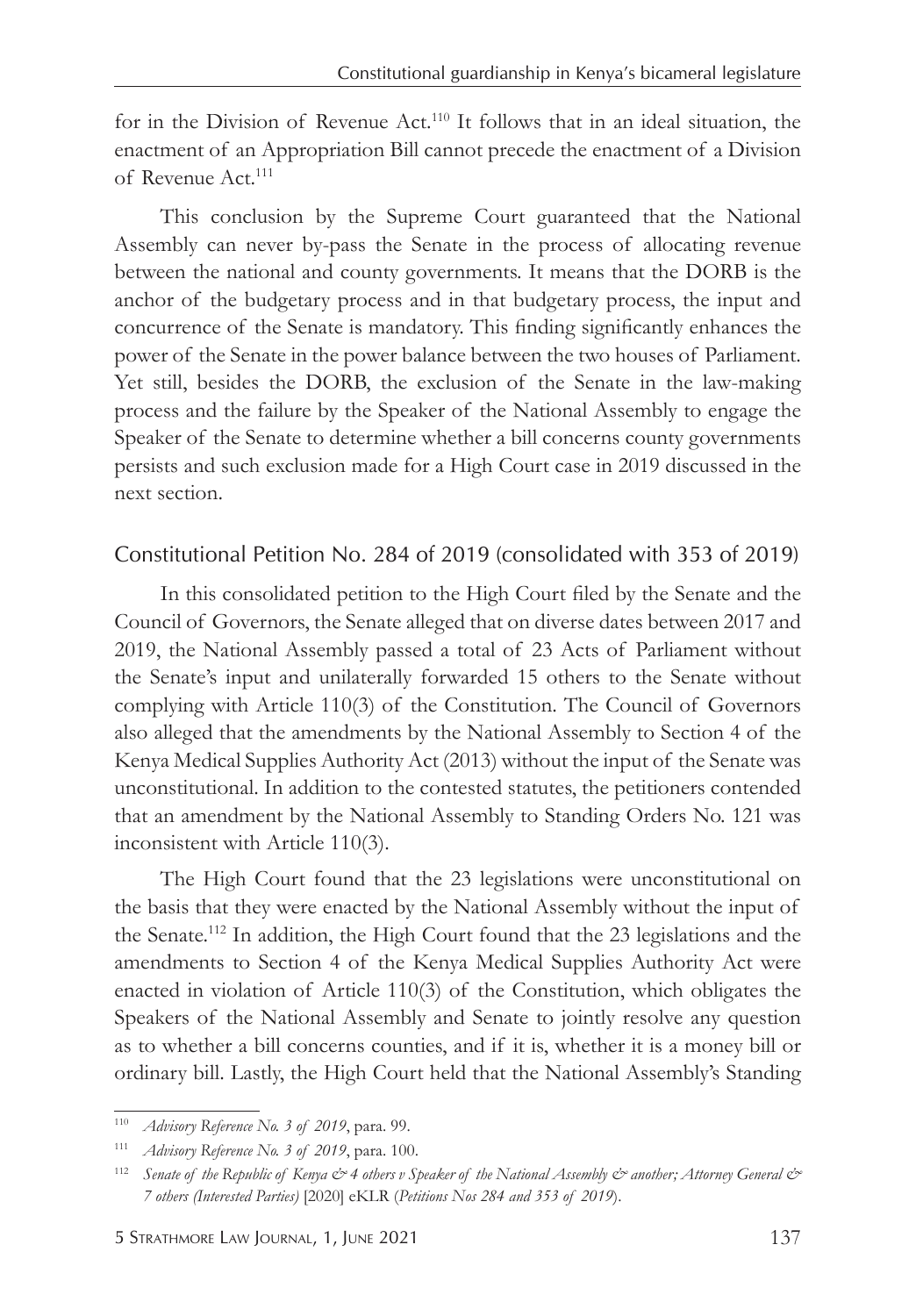for in the Division of Revenue Act.[110] It follows that in an ideal situation, the enactment of an Appropriation Bill cannot precede the enactment of a Division of Revenue Act.[111]

This conclusion by the Supreme Court guaranteed that the National Assembly can never by-pass the Senate in the process of allocating revenue between the national and county governments. It means that the DORB is the anchor of the budgetary process and in that budgetary process, the input and concurrence of the Senate is mandatory. This finding significantly enhances the power of the Senate in the power balance between the two houses of Parliament. Yet still, besides the DORB, the exclusion of the Senate in the law-making process and the failure by the Speaker of the National Assembly to engage the Speaker of the Senate to determine whether a bill concerns county governments persists and such exclusion made for a High Court case in 2019 discussed in the next section.

### Constitutional Petition No. 284 of 2019 (consolidated with 353 of 2019)

In this consolidated petition to the High Court filed by the Senate and the Council of Governors, the Senate alleged that on diverse dates between 2017 and 2019, the National Assembly passed a total of 23 Acts of Parliament without the Senate's input and unilaterally forwarded 15 others to the Senate without complying with Article 110(3) of the Constitution. The Council of Governors also alleged that the amendments by the National Assembly to Section 4 of the Kenya Medical Supplies Authority Act (2013) without the input of the Senate was unconstitutional. In addition to the contested statutes, the petitioners contended that an amendment by the National Assembly to Standing Orders No. 121 was inconsistent with Article 110(3).

The High Court found that the 23 legislations were unconstitutional on the basis that they were enacted by the National Assembly without the input of the Senate.[112] In addition, the High Court found that the 23 legislations and the amendments to Section 4 of the Kenya Medical Supplies Authority Act were enacted in violation of Article 110(3) of the Constitution, which obligates the Speakers of the National Assembly and Senate to jointly resolve any question as to whether a bill concerns counties, and if it is, whether it is a money bill or ordinary bill. Lastly, the High Court held that the National Assembly's Standing

---

[110] *Advisory Reference No. 3 of 2019*, para. 99.

[111] *Advisory Reference No. 3 of 2019*, para. 100.

[112] *Senate of the Republic of Kenya & 4 others v Speaker of the National Assembly & another; Attorney General & 7 others (Interested Parties)* [2020] eKLR (*Petitions Nos 284 and 353 of 2019*).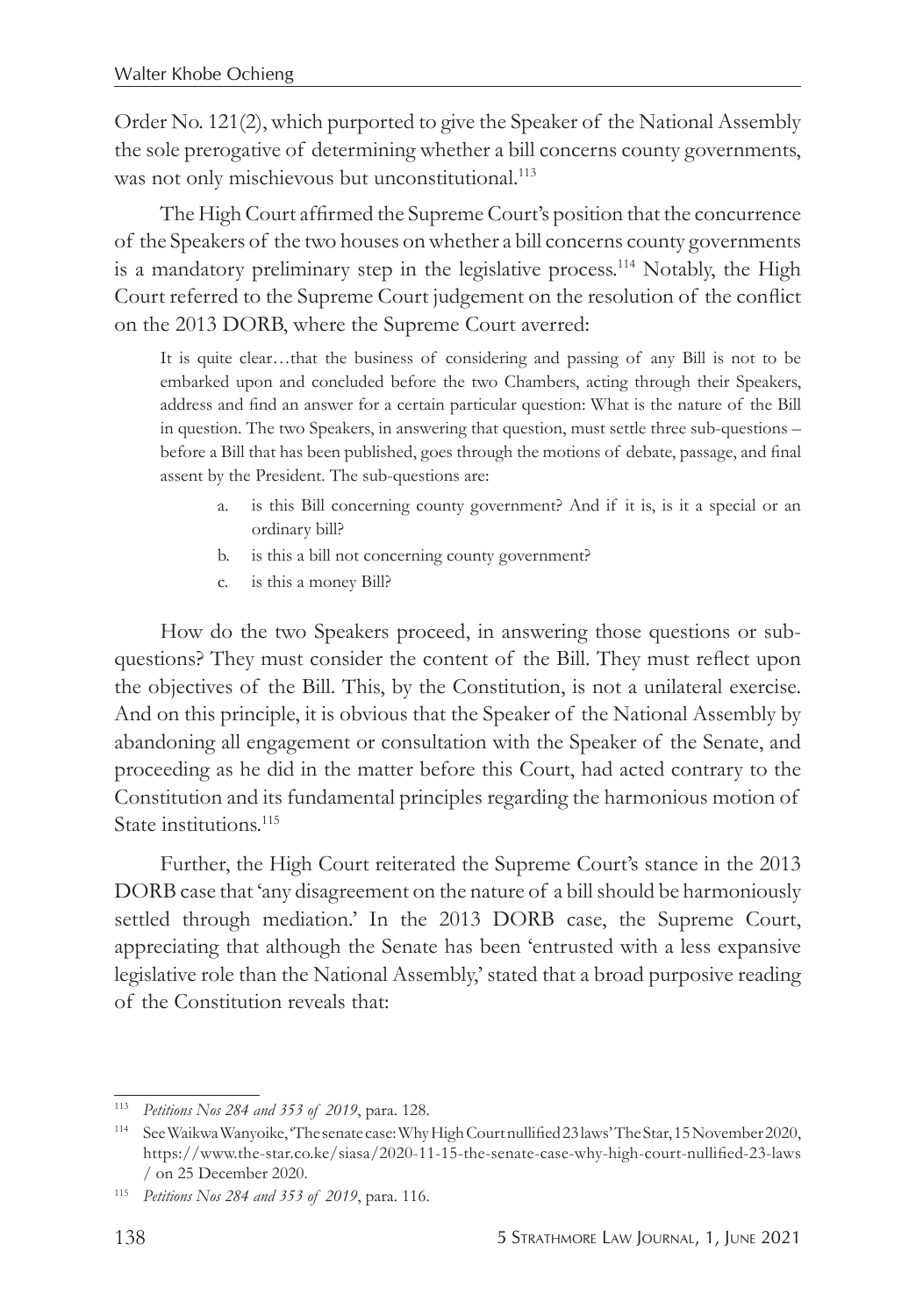Order No. 121(2), which purported to give the Speaker of the National Assembly the sole prerogative of determining whether a bill concerns county governments, was not only mischievous but unconstitutional.[113]

The High Court affirmed the Supreme Court's position that the concurrence of the Speakers of the two houses on whether a bill concerns county governments is a mandatory preliminary step in the legislative process.[114] Notably, the High Court referred to the Supreme Court judgement on the resolution of the conflict on the 2013 DORB, where the Supreme Court averred:

> It is quite clear…that the business of considering and passing of any Bill is not to be embarked upon and concluded before the two Chambers, acting through their Speakers, address and find an answer for a certain particular question: What is the nature of the Bill in question. The two Speakers, in answering that question, must settle three sub-questions – before a Bill that has been published, goes through the motions of debate, passage, and final assent by the President. The sub-questions are:
>
> a. is this Bill concerning county government? And if it is, is it a special or an ordinary bill?
> b. is this a bill not concerning county government?
> c. is this a money Bill?

How do the two Speakers proceed, in answering those questions or sub-questions? They must consider the content of the Bill. They must reflect upon the objectives of the Bill. This, by the Constitution, is not a unilateral exercise. And on this principle, it is obvious that the Speaker of the National Assembly by abandoning all engagement or consultation with the Speaker of the Senate, and proceeding as he did in the matter before this Court, had acted contrary to the Constitution and its fundamental principles regarding the harmonious motion of State institutions.[115]

Further, the High Court reiterated the Supreme Court's stance in the 2013 DORB case that 'any disagreement on the nature of a bill should be harmoniously settled through mediation.' In the 2013 DORB case, the Supreme Court, appreciating that although the Senate has been 'entrusted with a less expansive legislative role than the National Assembly,' stated that a broad purposive reading of the Constitution reveals that:

---

[113] *Petitions Nos 284 and 353 of 2019*, para. 128.

[114] See Waikwa Wanyoike, 'The senate case: Why High Court nullified 23 laws' The Star, 15 November 2020, https://www.the-star.co.ke/siasa/2020-11-15-the-senate-case-why-high-court-nullified-23-laws/ on 25 December 2020.

[115] *Petitions Nos 284 and 353 of 2019*, para. 116.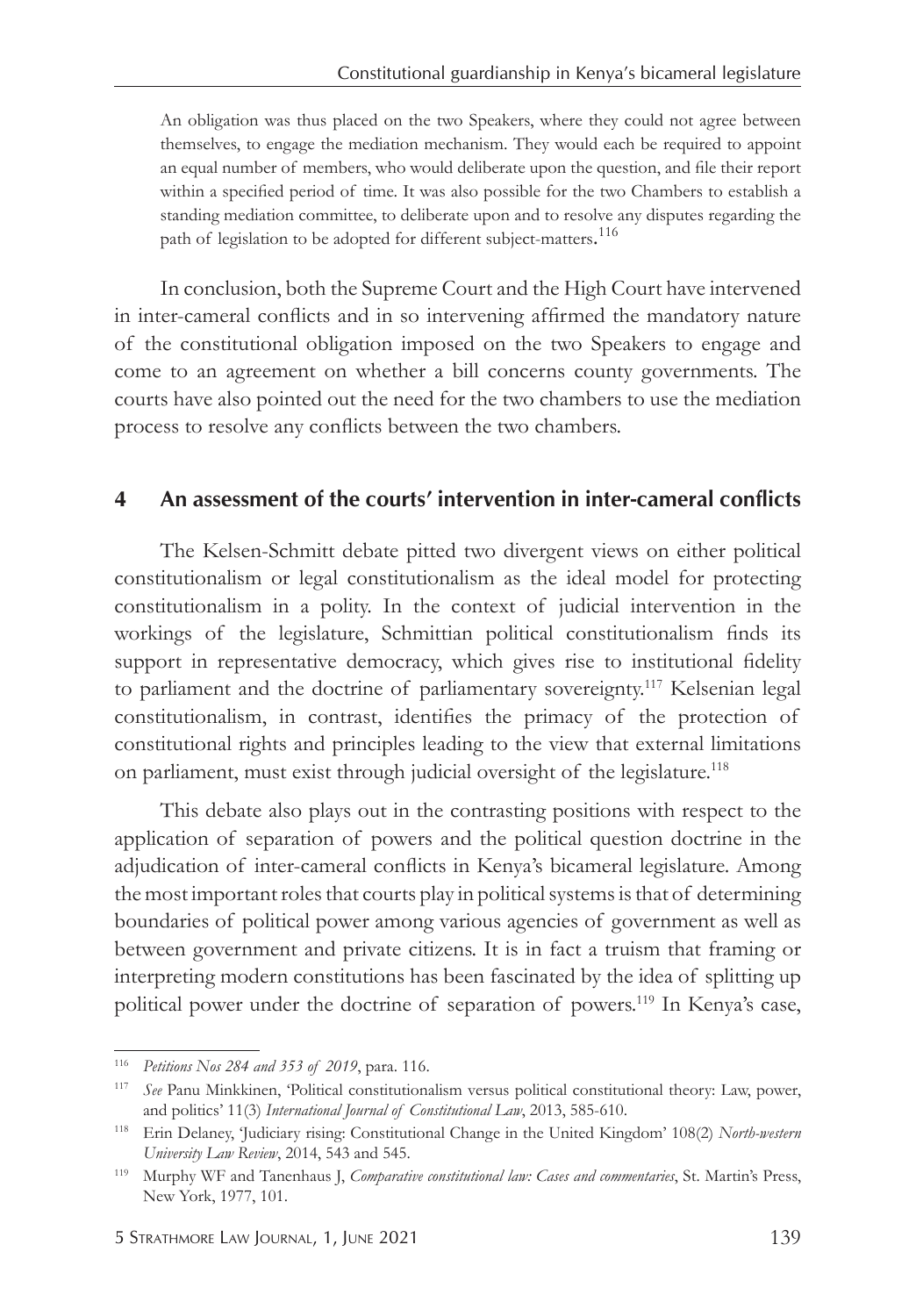> An obligation was thus placed on the two Speakers, where they could not agree between themselves, to engage the mediation mechanism. They would each be required to appoint an equal number of members, who would deliberate upon the question, and file their report within a specified period of time. It was also possible for the two Chambers to establish a standing mediation committee, to deliberate upon and to resolve any disputes regarding the path of legislation to be adopted for different subject-matters.[116]

In conclusion, both the Supreme Court and the High Court have intervened in inter-cameral conflicts and in so intervening affirmed the mandatory nature of the constitutional obligation imposed on the two Speakers to engage and come to an agreement on whether a bill concerns county governments. The courts have also pointed out the need for the two chambers to use the mediation process to resolve any conflicts between the two chambers.

## 4 An assessment of the courts' intervention in inter-cameral conflicts

The Kelsen-Schmitt debate pitted two divergent views on either political constitutionalism or legal constitutionalism as the ideal model for protecting constitutionalism in a polity. In the context of judicial intervention in the workings of the legislature, Schmittian political constitutionalism finds its support in representative democracy, which gives rise to institutional fidelity to parliament and the doctrine of parliamentary sovereignty.[117] Kelsenian legal constitutionalism, in contrast, identifies the primacy of the protection of constitutional rights and principles leading to the view that external limitations on parliament, must exist through judicial oversight of the legislature.[118]

This debate also plays out in the contrasting positions with respect to the application of separation of powers and the political question doctrine in the adjudication of inter-cameral conflicts in Kenya's bicameral legislature. Among the most important roles that courts play in political systems is that of determining boundaries of political power among various agencies of government as well as between government and private citizens. It is in fact a truism that framing or interpreting modern constitutions has been fascinated by the idea of splitting up political power under the doctrine of separation of powers.[119] In Kenya's case,

---

[116] *Petitions Nos 284 and 353 of 2019*, para. 116.

[117] *See* Panu Minkkinen, 'Political constitutionalism versus political constitutional theory: Law, power, and politics' 11(3) *International Journal of Constitutional Law*, 2013, 585-610.

[118] Erin Delaney, 'Judiciary rising: Constitutional Change in the United Kingdom' 108(2) *North-western University Law Review*, 2014, 543 and 545.

[119] Murphy WF and Tanenhaus J, *Comparative constitutional law: Cases and commentaries*, St. Martin's Press, New York, 1977, 101.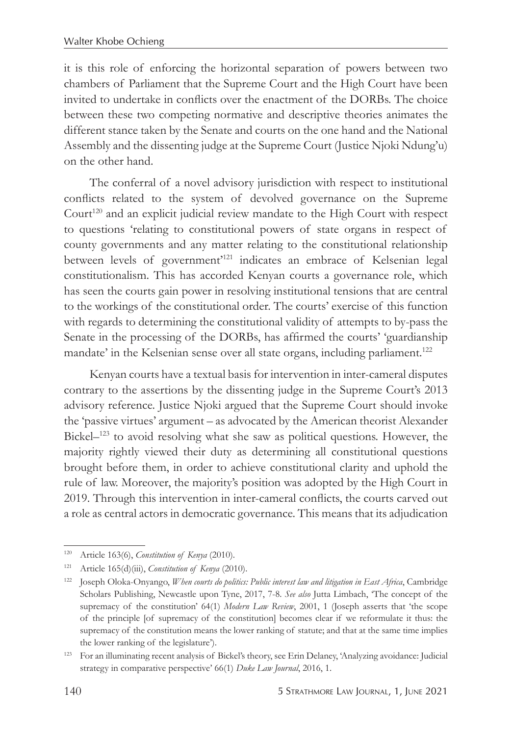it is this role of enforcing the horizontal separation of powers between two chambers of Parliament that the Supreme Court and the High Court have been invited to undertake in conflicts over the enactment of the DORBs. The choice between these two competing normative and descriptive theories animates the different stance taken by the Senate and courts on the one hand and the National Assembly and the dissenting judge at the Supreme Court (Justice Njoki Ndung'u) on the other hand.

The conferral of a novel advisory jurisdiction with respect to institutional conflicts related to the system of devolved governance on the Supreme Court[120] and an explicit judicial review mandate to the High Court with respect to questions 'relating to constitutional powers of state organs in respect of county governments and any matter relating to the constitutional relationship between levels of government'[121] indicates an embrace of Kelsenian legal constitutionalism. This has accorded Kenyan courts a governance role, which has seen the courts gain power in resolving institutional tensions that are central to the workings of the constitutional order. The courts' exercise of this function with regards to determining the constitutional validity of attempts to by-pass the Senate in the processing of the DORBs, has affirmed the courts' 'guardianship mandate' in the Kelsenian sense over all state organs, including parliament.[122]

Kenyan courts have a textual basis for intervention in inter-cameral disputes contrary to the assertions by the dissenting judge in the Supreme Court's 2013 advisory reference. Justice Njoki argued that the Supreme Court should invoke the 'passive virtues' argument – as advocated by the American theorist Alexander Bickel–[123] to avoid resolving what she saw as political questions. However, the majority rightly viewed their duty as determining all constitutional questions brought before them, in order to achieve constitutional clarity and uphold the rule of law. Moreover, the majority's position was adopted by the High Court in 2019. Through this intervention in inter-cameral conflicts, the courts carved out a role as central actors in democratic governance. This means that its adjudication

---

[120] Article 163(6), *Constitution of Kenya* (2010).

[121] Article 165(d)(iii), *Constitution of Kenya* (2010).

[122] Joseph Oloka-Onyango, *When courts do politics: Public interest law and litigation in East Africa*, Cambridge Scholars Publishing, Newcastle upon Tyne, 2017, 7-8. *See also* Jutta Limbach, 'The concept of the supremacy of the constitution' 64(1) *Modern Law Review*, 2001, 1 (Joseph asserts that 'the scope of the principle [of supremacy of the constitution] becomes clear if we reformulate it thus: the supremacy of the constitution means the lower ranking of statute; and that at the same time implies the lower ranking of the legislature').

[123] For an illuminating recent analysis of Bickel's theory, see Erin Delaney, 'Analyzing avoidance: Judicial strategy in comparative perspective' 66(1) *Duke Law Journal*, 2016, 1.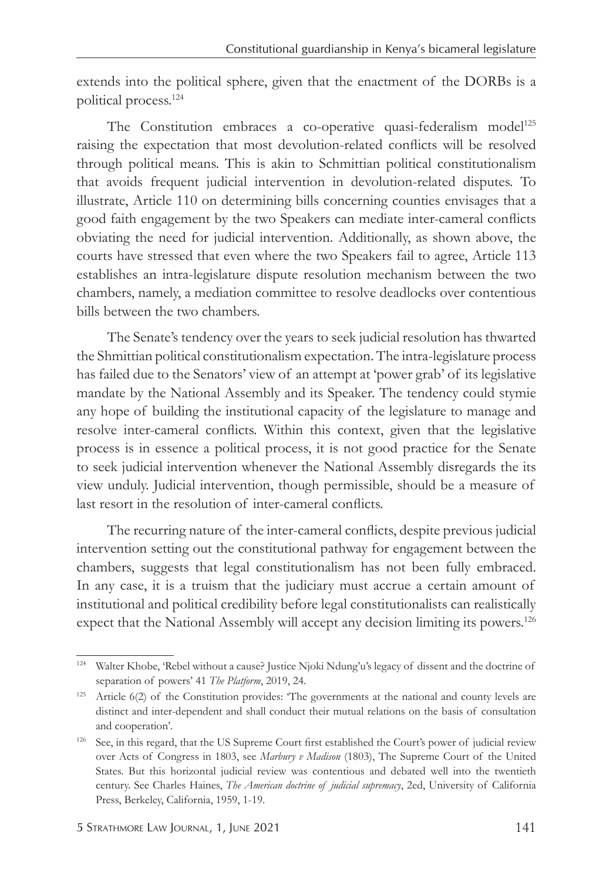extends into the political sphere, given that the enactment of the DORBs is a political process.[124]

The Constitution embraces a co-operative quasi-federalism model[125] raising the expectation that most devolution-related conflicts will be resolved through political means. This is akin to Schmittian political constitutionalism that avoids frequent judicial intervention in devolution-related disputes. To illustrate, Article 110 on determining bills concerning counties envisages that a good faith engagement by the two Speakers can mediate inter-cameral conflicts obviating the need for judicial intervention. Additionally, as shown above, the courts have stressed that even where the two Speakers fail to agree, Article 113 establishes an intra-legislature dispute resolution mechanism between the two chambers, namely, a mediation committee to resolve deadlocks over contentious bills between the two chambers.

The Senate's tendency over the years to seek judicial resolution has thwarted the Shmittian political constitutionalism expectation. The intra-legislature process has failed due to the Senators' view of an attempt at 'power grab' of its legislative mandate by the National Assembly and its Speaker. The tendency could stymie any hope of building the institutional capacity of the legislature to manage and resolve inter-cameral conflicts. Within this context, given that the legislative process is in essence a political process, it is not good practice for the Senate to seek judicial intervention whenever the National Assembly disregards the its view unduly. Judicial intervention, though permissible, should be a measure of last resort in the resolution of inter-cameral conflicts.

The recurring nature of the inter-cameral conflicts, despite previous judicial intervention setting out the constitutional pathway for engagement between the chambers, suggests that legal constitutionalism has not been fully embraced. In any case, it is a truism that the judiciary must accrue a certain amount of institutional and political credibility before legal constitutionalists can realistically expect that the National Assembly will accept any decision limiting its powers.[126]

---

[124] Walter Khobe, 'Rebel without a cause? Justice Njoki Ndung'u's legacy of dissent and the doctrine of separation of powers' 41 *The Platform*, 2019, 24.

[125] Article 6(2) of the Constitution provides: 'The governments at the national and county levels are distinct and inter-dependent and shall conduct their mutual relations on the basis of consultation and cooperation'.

[126] See, in this regard, that the US Supreme Court first established the Court's power of judicial review over Acts of Congress in 1803, see *Marbury v Madison* (1803), The Supreme Court of the United States. But this horizontal judicial review was contentious and debated well into the twentieth century. See Charles Haines, *The American doctrine of judicial supremacy*, 2ed, University of California Press, Berkeley, California, 1959, 1-19.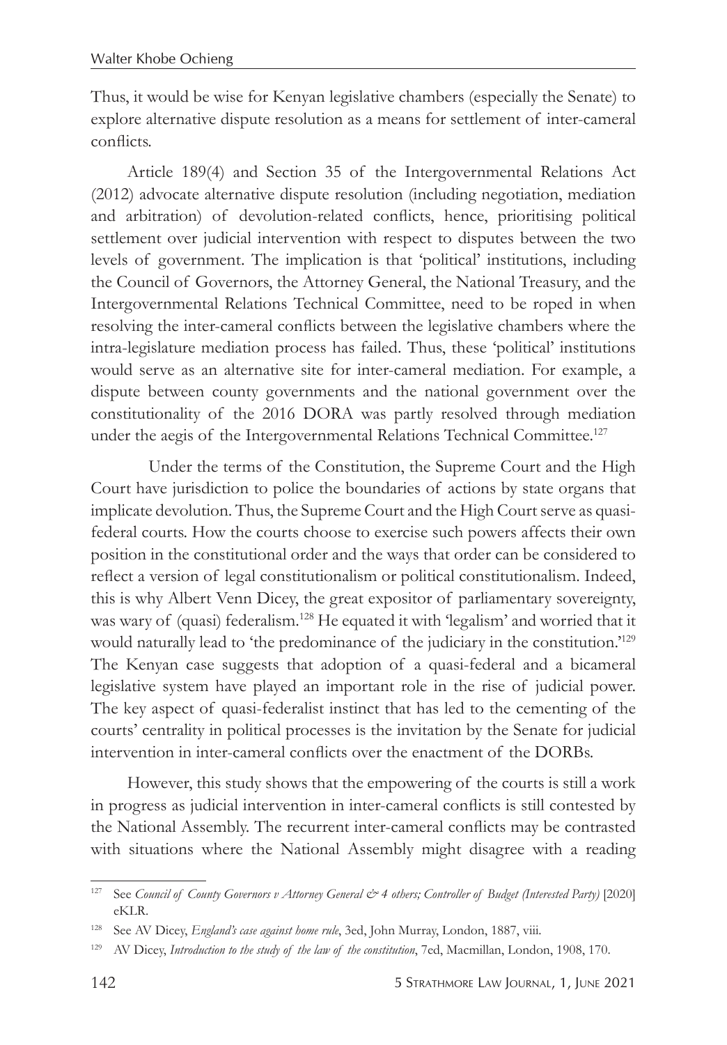Thus, it would be wise for Kenyan legislative chambers (especially the Senate) to explore alternative dispute resolution as a means for settlement of inter-cameral conflicts.

Article 189(4) and Section 35 of the Intergovernmental Relations Act (2012) advocate alternative dispute resolution (including negotiation, mediation and arbitration) of devolution-related conflicts, hence, prioritising political settlement over judicial intervention with respect to disputes between the two levels of government. The implication is that 'political' institutions, including the Council of Governors, the Attorney General, the National Treasury, and the Intergovernmental Relations Technical Committee, need to be roped in when resolving the inter-cameral conflicts between the legislative chambers where the intra-legislature mediation process has failed. Thus, these 'political' institutions would serve as an alternative site for inter-cameral mediation. For example, a dispute between county governments and the national government over the constitutionality of the 2016 DORA was partly resolved through mediation under the aegis of the Intergovernmental Relations Technical Committee.[127]

Under the terms of the Constitution, the Supreme Court and the High Court have jurisdiction to police the boundaries of actions by state organs that implicate devolution. Thus, the Supreme Court and the High Court serve as quasi-federal courts. How the courts choose to exercise such powers affects their own position in the constitutional order and the ways that order can be considered to reflect a version of legal constitutionalism or political constitutionalism. Indeed, this is why Albert Venn Dicey, the great expositor of parliamentary sovereignty, was wary of (quasi) federalism.[128] He equated it with 'legalism' and worried that it would naturally lead to 'the predominance of the judiciary in the constitution.'[129] The Kenyan case suggests that adoption of a quasi-federal and a bicameral legislative system have played an important role in the rise of judicial power. The key aspect of quasi-federalist instinct that has led to the cementing of the courts' centrality in political processes is the invitation by the Senate for judicial intervention in inter-cameral conflicts over the enactment of the DORBs.

However, this study shows that the empowering of the courts is still a work in progress as judicial intervention in inter-cameral conflicts is still contested by the National Assembly. The recurrent inter-cameral conflicts may be contrasted with situations where the National Assembly might disagree with a reading

---

[127] See *Council of County Governors v Attorney General & 4 others; Controller of Budget (Interested Party)* [2020] eKLR.

[128] See AV Dicey, *England's case against home rule*, 3ed, John Murray, London, 1887, viii.

[129] AV Dicey, *Introduction to the study of the law of the constitution*, 7ed, Macmillan, London, 1908, 170.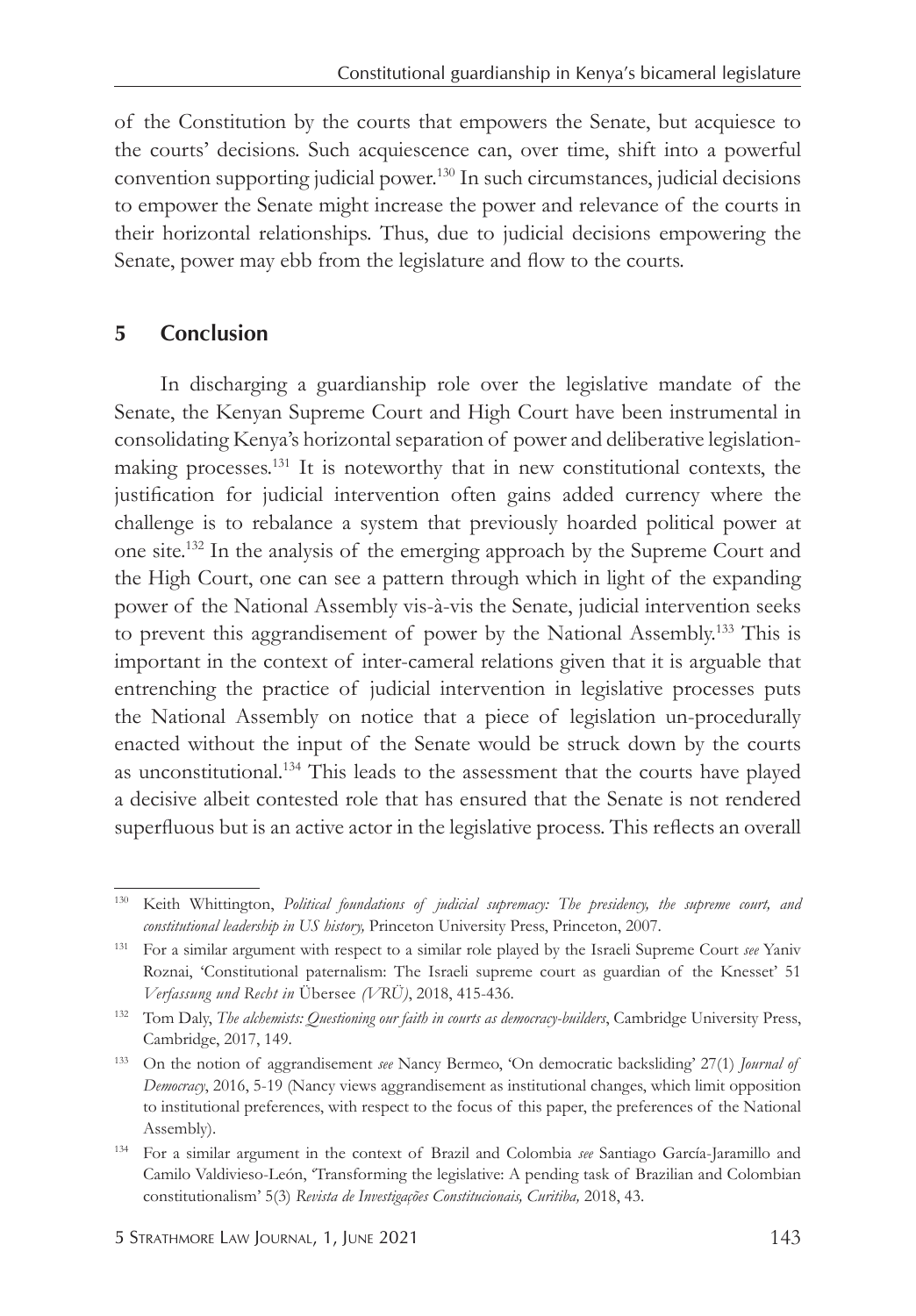of the Constitution by the courts that empowers the Senate, but acquiesce to the courts' decisions. Such acquiescence can, over time, shift into a powerful convention supporting judicial power.[130] In such circumstances, judicial decisions to empower the Senate might increase the power and relevance of the courts in their horizontal relationships. Thus, due to judicial decisions empowering the Senate, power may ebb from the legislature and flow to the courts.

## 5 Conclusion

In discharging a guardianship role over the legislative mandate of the Senate, the Kenyan Supreme Court and High Court have been instrumental in consolidating Kenya's horizontal separation of power and deliberative legislation-making processes.[131] It is noteworthy that in new constitutional contexts, the justification for judicial intervention often gains added currency where the challenge is to rebalance a system that previously hoarded political power at one site.[132] In the analysis of the emerging approach by the Supreme Court and the High Court, one can see a pattern through which in light of the expanding power of the National Assembly vis-à-vis the Senate, judicial intervention seeks to prevent this aggrandisement of power by the National Assembly.[133] This is important in the context of inter-cameral relations given that it is arguable that entrenching the practice of judicial intervention in legislative processes puts the National Assembly on notice that a piece of legislation un-procedurally enacted without the input of the Senate would be struck down by the courts as unconstitutional.[134] This leads to the assessment that the courts have played a decisive albeit contested role that has ensured that the Senate is not rendered superfluous but is an active actor in the legislative process. This reflects an overall

---

[130] Keith Whittington, *Political foundations of judicial supremacy: The presidency, the supreme court, and constitutional leadership in US history,* Princeton University Press, Princeton, 2007.

[131] For a similar argument with respect to a similar role played by the Israeli Supreme Court *see* Yaniv Roznai, 'Constitutional paternalism: The Israeli supreme court as guardian of the Knesset' 51 *Verfassung und Recht in* Übersee *(VRÜ)*, 2018, 415-436.

[132] Tom Daly, *The alchemists: Questioning our faith in courts as democracy-builders*, Cambridge University Press, Cambridge, 2017, 149.

[133] On the notion of aggrandisement *see* Nancy Bermeo, 'On democratic backsliding' 27(1) *Journal of Democracy*, 2016, 5-19 (Nancy views aggrandisement as institutional changes, which limit opposition to institutional preferences, with respect to the focus of this paper, the preferences of the National Assembly).

[134] For a similar argument in the context of Brazil and Colombia *see* Santiago García-Jaramillo and Camilo Valdivieso-León, 'Transforming the legislative: A pending task of Brazilian and Colombian constitutionalism' 5(3) *Revista de Investigações Constitucionais, Curitiba,* 2018, 43.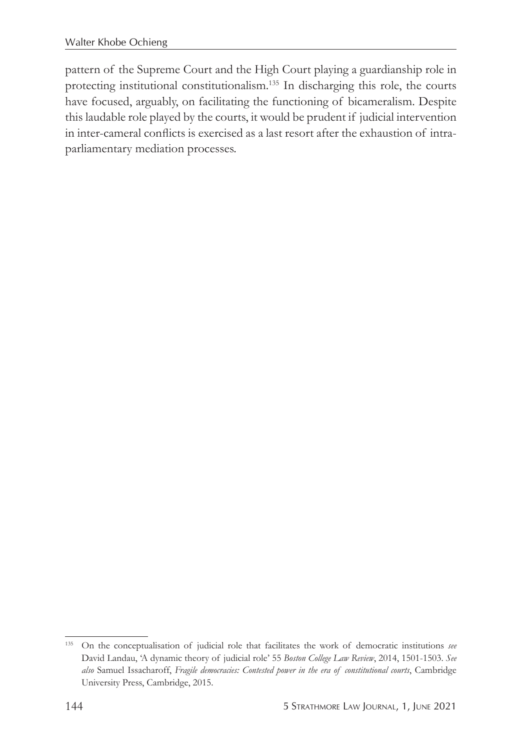pattern of the Supreme Court and the High Court playing a guardianship role in protecting institutional constitutionalism.[135] In discharging this role, the courts have focused, arguably, on facilitating the functioning of bicameralism. Despite this laudable role played by the courts, it would be prudent if judicial intervention in inter-cameral conflicts is exercised as a last resort after the exhaustion of intra-parliamentary mediation processes.

---

[135] On the conceptualisation of judicial role that facilitates the work of democratic institutions *see* David Landau, 'A dynamic theory of judicial role' 55 *Boston College Law Review*, 2014, 1501-1503. *See also* Samuel Issacharoff, *Fragile democracies: Contested power in the era of constitutional courts*, Cambridge University Press, Cambridge, 2015.